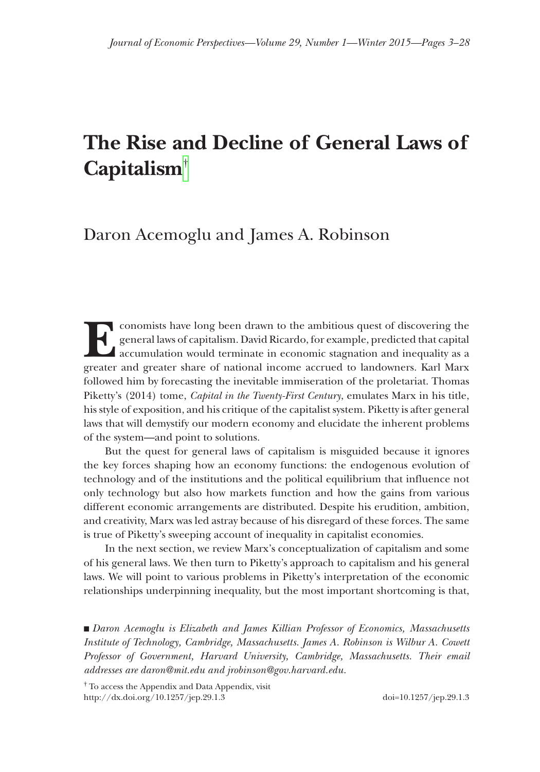# The Rise and Decline of General Laws of Capitalism[†]

Daron Acemoglu and James A. Robinson

Economists have long been drawn to the ambitious quest of discovering the general laws of capitalism. David Ricardo, for example, predicted that capital accumulation would terminate in economic stagnation and inequality as a greater and greater share of national income accrued to landowners. Karl Marx followed him by forecasting the inevitable immiseration of the proletariat. Thomas Piketty's (2014) tome, *Capital in the Twenty-First Century*, emulates Marx in his title, his style of exposition, and his critique of the capitalist system. Piketty is after general laws that will demystify our modern economy and elucidate the inherent problems of the system—and point to solutions.

But the quest for general laws of capitalism is misguided because it ignores the key forces shaping how an economy functions: the endogenous evolution of technology and of the institutions and the political equilibrium that influence not only technology but also how markets function and how the gains from various different economic arrangements are distributed. Despite his erudition, ambition, and creativity, Marx was led astray because of his disregard of these forces. The same is true of Piketty's sweeping account of inequality in capitalist economies.

In the next section, we review Marx's conceptualization of capitalism and some of his general laws. We then turn to Piketty's approach to capitalism and his general laws. We will point to various problems in Piketty's interpretation of the economic relationships underpinning inequality, but the most important shortcoming is that,

■ *Daron Acemoglu is Elizabeth and James Killian Professor of Economics, Massachusetts Institute of Technology, Cambridge, Massachusetts. James A. Robinson is Wilbur A. Cowett Professor of Government, Harvard University, Cambridge, Massachusetts. Their email addresses are daron@mit.edu and jrobinson@gov.harvard.edu.*

[†] To access the Appendix and Data Appendix, visit http://dx.doi.org/10.1257/jep.29.1.3

doi=10.1257/jep.29.1.3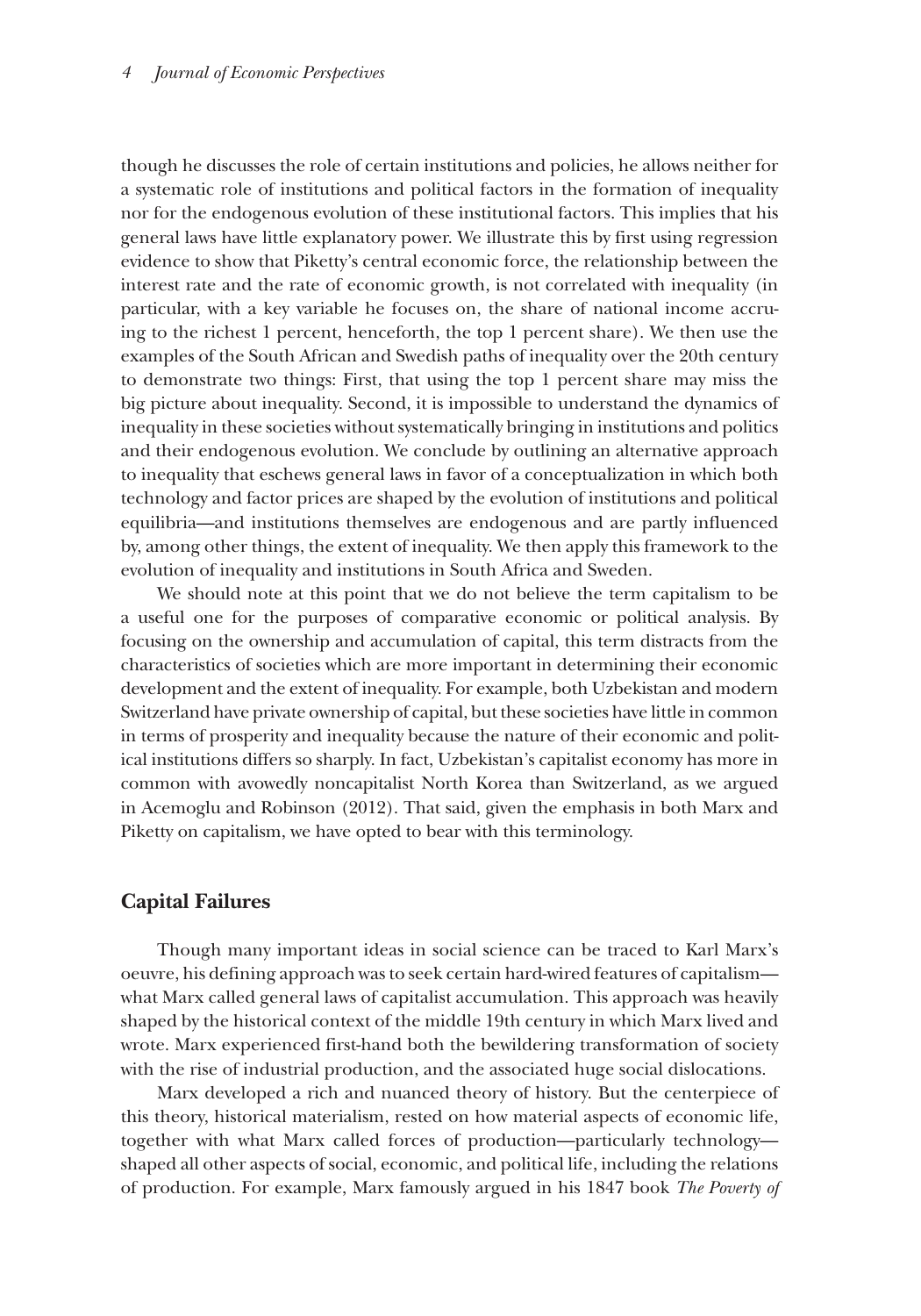though he discusses the role of certain institutions and policies, he allows neither for a systematic role of institutions and political factors in the formation of inequality nor for the endogenous evolution of these institutional factors. This implies that his general laws have little explanatory power. We illustrate this by first using regression evidence to show that Piketty's central economic force, the relationship between the interest rate and the rate of economic growth, is not correlated with inequality (in particular, with a key variable he focuses on, the share of national income accruing to the richest 1 percent, henceforth, the top 1 percent share). We then use the examples of the South African and Swedish paths of inequality over the 20th century to demonstrate two things: First, that using the top 1 percent share may miss the big picture about inequality. Second, it is impossible to understand the dynamics of inequality in these societies without systematically bringing in institutions and politics and their endogenous evolution. We conclude by outlining an alternative approach to inequality that eschews general laws in favor of a conceptualization in which both technology and factor prices are shaped by the evolution of institutions and political equilibria—and institutions themselves are endogenous and are partly influenced by, among other things, the extent of inequality. We then apply this framework to the evolution of inequality and institutions in South Africa and Sweden.

We should note at this point that we do not believe the term capitalism to be a useful one for the purposes of comparative economic or political analysis. By focusing on the ownership and accumulation of capital, this term distracts from the characteristics of societies which are more important in determining their economic development and the extent of inequality. For example, both Uzbekistan and modern Switzerland have private ownership of capital, but these societies have little in common in terms of prosperity and inequality because the nature of their economic and political institutions differs so sharply. In fact, Uzbekistan's capitalist economy has more in common with avowedly noncapitalist North Korea than Switzerland, as we argued in Acemoglu and Robinson (2012). That said, given the emphasis in both Marx and Piketty on capitalism, we have opted to bear with this terminology.

## Capital Failures

Though many important ideas in social science can be traced to Karl Marx's oeuvre, his defining approach was to seek certain hard-wired features of capitalism—what Marx called general laws of capitalist accumulation. This approach was heavily shaped by the historical context of the middle 19th century in which Marx lived and wrote. Marx experienced first-hand both the bewildering transformation of society with the rise of industrial production, and the associated huge social dislocations.

Marx developed a rich and nuanced theory of history. But the centerpiece of this theory, historical materialism, rested on how material aspects of economic life, together with what Marx called forces of production—particularly technology—shaped all other aspects of social, economic, and political life, including the relations of production. For example, Marx famously argued in his 1847 book *The Poverty of*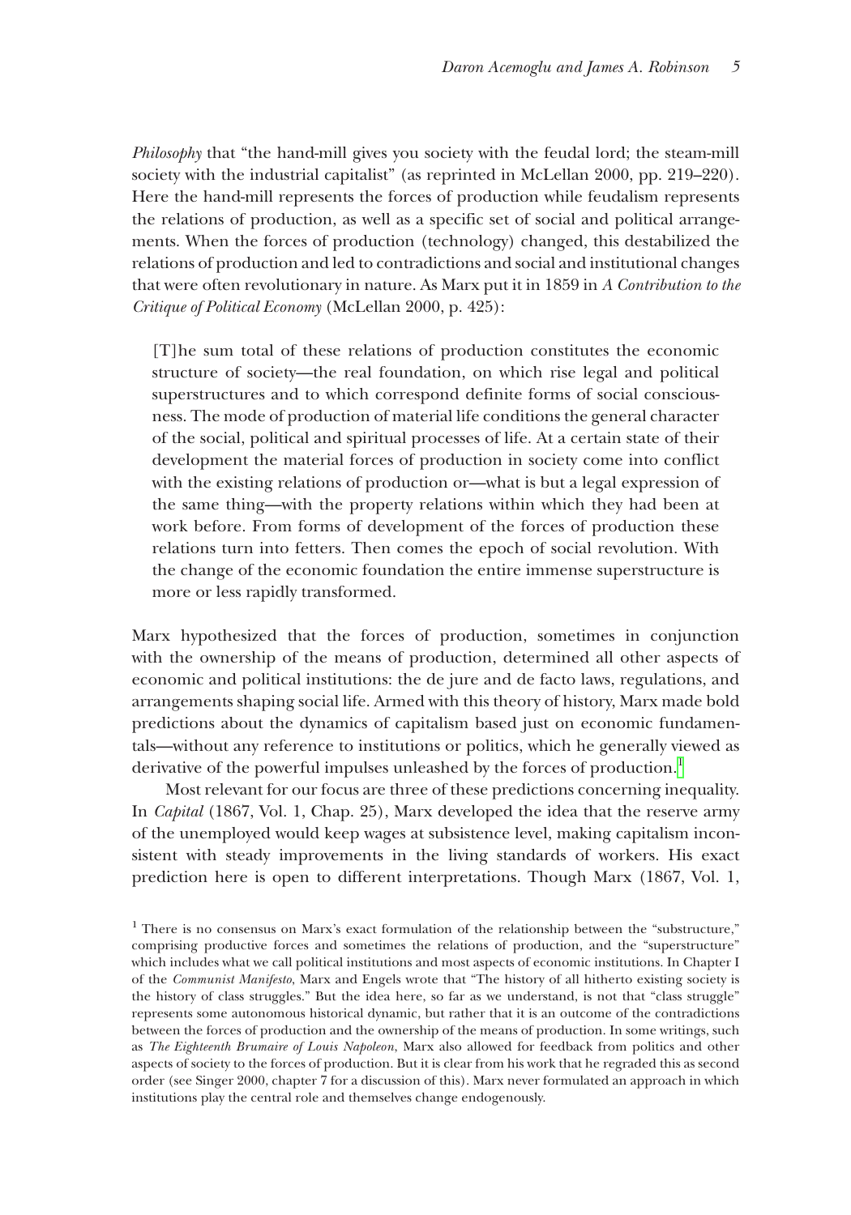*Philosophy* that "the hand-mill gives you society with the feudal lord; the steam-mill society with the industrial capitalist" (as reprinted in McLellan 2000, pp. 219–220). Here the hand-mill represents the forces of production while feudalism represents the relations of production, as well as a specific set of social and political arrangements. When the forces of production (technology) changed, this destabilized the relations of production and led to contradictions and social and institutional changes that were often revolutionary in nature. As Marx put it in 1859 in *A Contribution to the Critique of Political Economy* (McLellan 2000, p. 425):

> [T]he sum total of these relations of production constitutes the economic structure of society—the real foundation, on which rise legal and political superstructures and to which correspond definite forms of social consciousness. The mode of production of material life conditions the general character of the social, political and spiritual processes of life. At a certain state of their development the material forces of production in society come into conflict with the existing relations of production or—what is but a legal expression of the same thing—with the property relations within which they had been at work before. From forms of development of the forces of production these relations turn into fetters. Then comes the epoch of social revolution. With the change of the economic foundation the entire immense superstructure is more or less rapidly transformed.

Marx hypothesized that the forces of production, sometimes in conjunction with the ownership of the means of production, determined all other aspects of economic and political institutions: the de jure and de facto laws, regulations, and arrangements shaping social life. Armed with this theory of history, Marx made bold predictions about the dynamics of capitalism based just on economic fundamentals—without any reference to institutions or politics, which he generally viewed as derivative of the powerful impulses unleashed by the forces of production.[1]

Most relevant for our focus are three of these predictions concerning inequality. In *Capital* (1867, Vol. 1, Chap. 25), Marx developed the idea that the reserve army of the unemployed would keep wages at subsistence level, making capitalism inconsistent with steady improvements in the living standards of workers. His exact prediction here is open to different interpretations. Though Marx (1867, Vol. 1,

[1] There is no consensus on Marx's exact formulation of the relationship between the "substructure," comprising productive forces and sometimes the relations of production, and the "superstructure" which includes what we call political institutions and most aspects of economic institutions. In Chapter I of the *Communist Manifesto*, Marx and Engels wrote that "The history of all hitherto existing society is the history of class struggles." But the idea here, so far as we understand, is not that "class struggle" represents some autonomous historical dynamic, but rather that it is an outcome of the contradictions between the forces of production and the ownership of the means of production. In some writings, such as *The Eighteenth Brumaire of Louis Napoleon*, Marx also allowed for feedback from politics and other aspects of society to the forces of production. But it is clear from his work that he regraded this as second order (see Singer 2000, chapter 7 for a discussion of this). Marx never formulated an approach in which institutions play the central role and themselves change endogenously.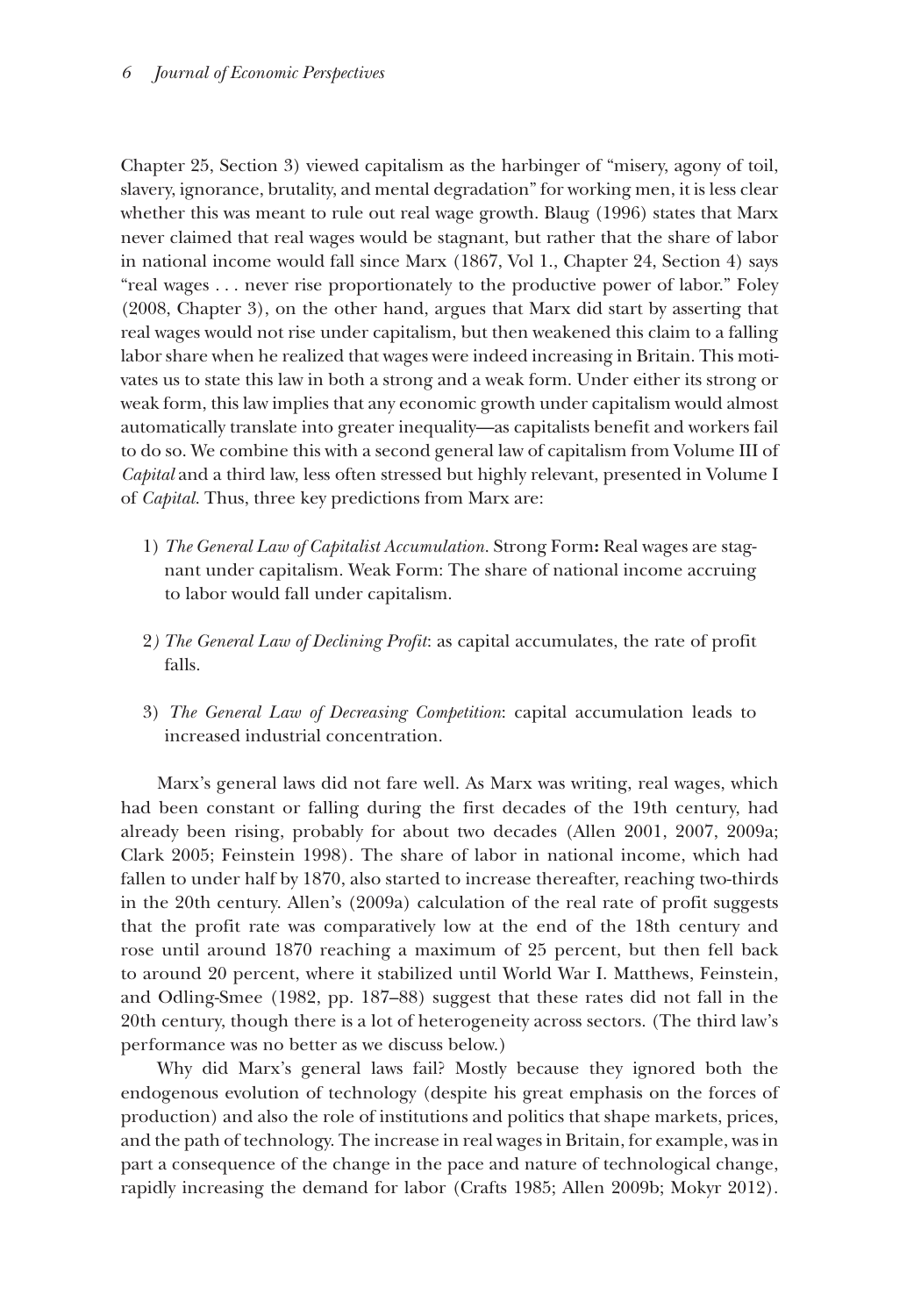Chapter 25, Section 3) viewed capitalism as the harbinger of "misery, agony of toil, slavery, ignorance, brutality, and mental degradation" for working men, it is less clear whether this was meant to rule out real wage growth. Blaug (1996) states that Marx never claimed that real wages would be stagnant, but rather that the share of labor in national income would fall since Marx (1867, Vol 1., Chapter 24, Section 4) says "real wages . . . never rise proportionately to the productive power of labor." Foley (2008, Chapter 3), on the other hand, argues that Marx did start by asserting that real wages would not rise under capitalism, but then weakened this claim to a falling labor share when he realized that wages were indeed increasing in Britain. This motivates us to state this law in both a strong and a weak form. Under either its strong or weak form, this law implies that any economic growth under capitalism would almost automatically translate into greater inequality—as capitalists benefit and workers fail to do so. We combine this with a second general law of capitalism from Volume III of *Capital* and a third law, less often stressed but highly relevant, presented in Volume I of *Capital*. Thus, three key predictions from Marx are:

1) *The General Law of Capitalist Accumulation*. Strong Form**:** Real wages are stagnant under capitalism. Weak Form: The share of national income accruing to labor would fall under capitalism.

2) *The General Law of Declining Profit*: as capital accumulates, the rate of profit falls.

3) *The General Law of Decreasing Competition*: capital accumulation leads to increased industrial concentration.

Marx's general laws did not fare well. As Marx was writing, real wages, which had been constant or falling during the first decades of the 19th century, had already been rising, probably for about two decades (Allen 2001, 2007, 2009a; Clark 2005; Feinstein 1998). The share of labor in national income, which had fallen to under half by 1870, also started to increase thereafter, reaching two-thirds in the 20th century. Allen's (2009a) calculation of the real rate of profit suggests that the profit rate was comparatively low at the end of the 18th century and rose until around 1870 reaching a maximum of 25 percent, but then fell back to around 20 percent, where it stabilized until World War I. Matthews, Feinstein, and Odling-Smee (1982, pp. 187–88) suggest that these rates did not fall in the 20th century, though there is a lot of heterogeneity across sectors. (The third law's performance was no better as we discuss below.)

Why did Marx's general laws fail? Mostly because they ignored both the endogenous evolution of technology (despite his great emphasis on the forces of production) and also the role of institutions and politics that shape markets, prices, and the path of technology. The increase in real wages in Britain, for example, was in part a consequence of the change in the pace and nature of technological change, rapidly increasing the demand for labor (Crafts 1985; Allen 2009b; Mokyr 2012).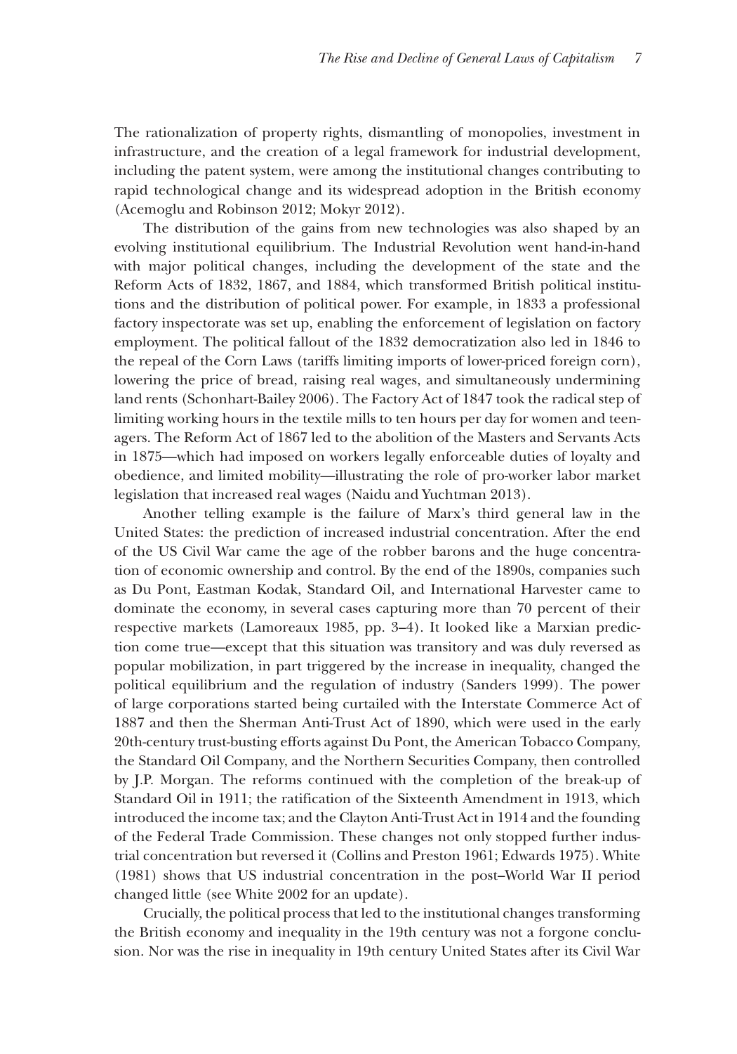The rationalization of property rights, dismantling of monopolies, investment in infrastructure, and the creation of a legal framework for industrial development, including the patent system, were among the institutional changes contributing to rapid technological change and its widespread adoption in the British economy (Acemoglu and Robinson 2012; Mokyr 2012).

The distribution of the gains from new technologies was also shaped by an evolving institutional equilibrium. The Industrial Revolution went hand-in-hand with major political changes, including the development of the state and the Reform Acts of 1832, 1867, and 1884, which transformed British political institutions and the distribution of political power. For example, in 1833 a professional factory inspectorate was set up, enabling the enforcement of legislation on factory employment. The political fallout of the 1832 democratization also led in 1846 to the repeal of the Corn Laws (tariffs limiting imports of lower-priced foreign corn), lowering the price of bread, raising real wages, and simultaneously undermining land rents (Schonhart-Bailey 2006). The Factory Act of 1847 took the radical step of limiting working hours in the textile mills to ten hours per day for women and teenagers. The Reform Act of 1867 led to the abolition of the Masters and Servants Acts in 1875—which had imposed on workers legally enforceable duties of loyalty and obedience, and limited mobility—illustrating the role of pro-worker labor market legislation that increased real wages (Naidu and Yuchtman 2013).

Another telling example is the failure of Marx's third general law in the United States: the prediction of increased industrial concentration. After the end of the US Civil War came the age of the robber barons and the huge concentration of economic ownership and control. By the end of the 1890s, companies such as Du Pont, Eastman Kodak, Standard Oil, and International Harvester came to dominate the economy, in several cases capturing more than 70 percent of their respective markets (Lamoreaux 1985, pp. 3–4). It looked like a Marxian prediction come true—except that this situation was transitory and was duly reversed as popular mobilization, in part triggered by the increase in inequality, changed the political equilibrium and the regulation of industry (Sanders 1999). The power of large corporations started being curtailed with the Interstate Commerce Act of 1887 and then the Sherman Anti-Trust Act of 1890, which were used in the early 20th-century trust-busting efforts against Du Pont, the American Tobacco Company, the Standard Oil Company, and the Northern Securities Company, then controlled by J.P. Morgan. The reforms continued with the completion of the break-up of Standard Oil in 1911; the ratification of the Sixteenth Amendment in 1913, which introduced the income tax; and the Clayton Anti-Trust Act in 1914 and the founding of the Federal Trade Commission. These changes not only stopped further industrial concentration but reversed it (Collins and Preston 1961; Edwards 1975). White (1981) shows that US industrial concentration in the post–World War II period changed little (see White 2002 for an update).

Crucially, the political process that led to the institutional changes transforming the British economy and inequality in the 19th century was not a forgone conclusion. Nor was the rise in inequality in 19th century United States after its Civil War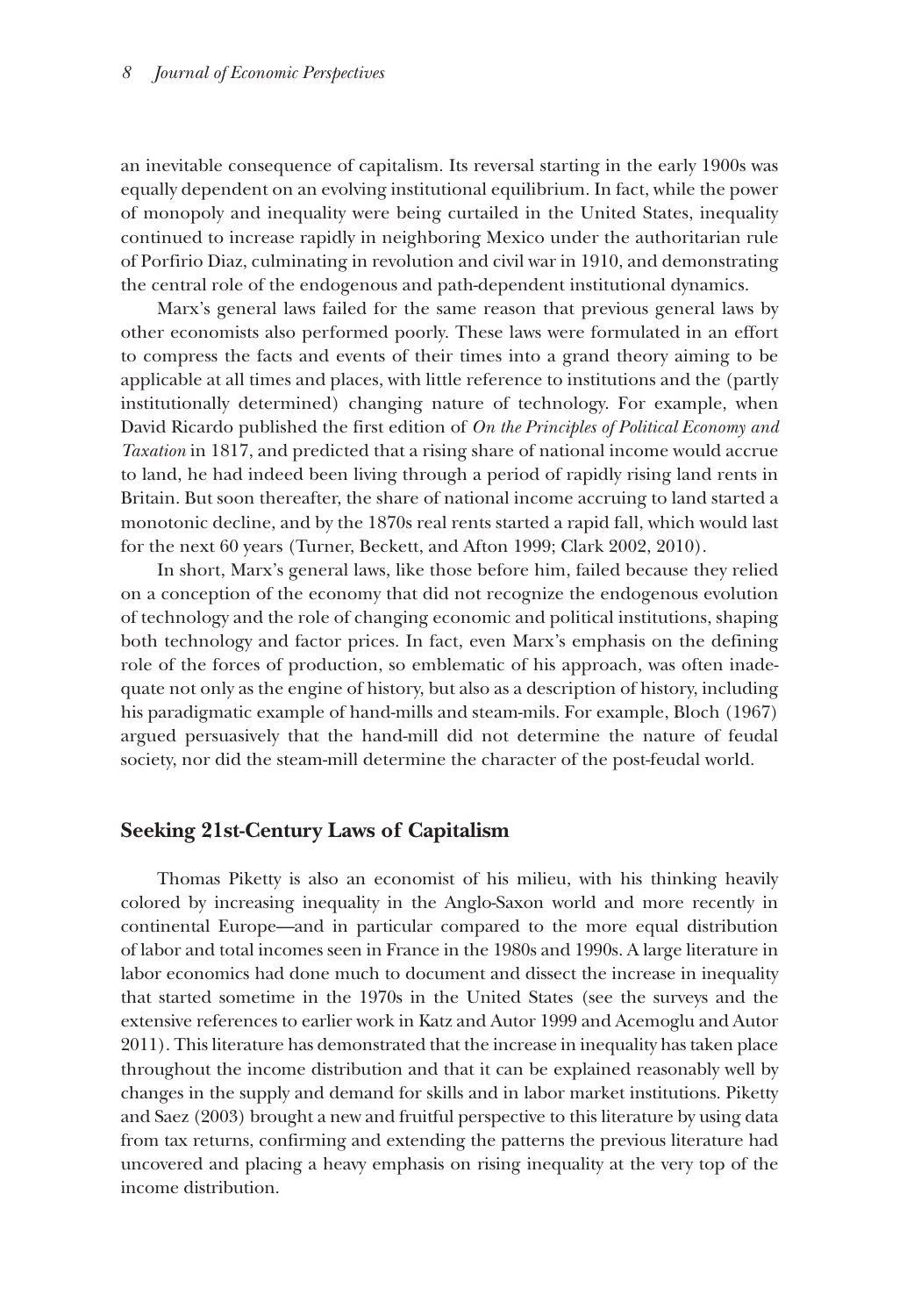an inevitable consequence of capitalism. Its reversal starting in the early 1900s was equally dependent on an evolving institutional equilibrium. In fact, while the power of monopoly and inequality were being curtailed in the United States, inequality continued to increase rapidly in neighboring Mexico under the authoritarian rule of Porfirio Diaz, culminating in revolution and civil war in 1910, and demonstrating the central role of the endogenous and path-dependent institutional dynamics.

Marx's general laws failed for the same reason that previous general laws by other economists also performed poorly. These laws were formulated in an effort to compress the facts and events of their times into a grand theory aiming to be applicable at all times and places, with little reference to institutions and the (partly institutionally determined) changing nature of technology. For example, when David Ricardo published the first edition of *On the Principles of Political Economy and Taxation* in 1817, and predicted that a rising share of national income would accrue to land, he had indeed been living through a period of rapidly rising land rents in Britain. But soon thereafter, the share of national income accruing to land started a monotonic decline, and by the 1870s real rents started a rapid fall, which would last for the next 60 years (Turner, Beckett, and Afton 1999; Clark 2002, 2010).

In short, Marx's general laws, like those before him, failed because they relied on a conception of the economy that did not recognize the endogenous evolution of technology and the role of changing economic and political institutions, shaping both technology and factor prices. In fact, even Marx's emphasis on the defining role of the forces of production, so emblematic of his approach, was often inadequate not only as the engine of history, but also as a description of history, including his paradigmatic example of hand-mills and steam-mils. For example, Bloch (1967) argued persuasively that the hand-mill did not determine the nature of feudal society, nor did the steam-mill determine the character of the post-feudal world.

## Seeking 21st-Century Laws of Capitalism

Thomas Piketty is also an economist of his milieu, with his thinking heavily colored by increasing inequality in the Anglo-Saxon world and more recently in continental Europe—and in particular compared to the more equal distribution of labor and total incomes seen in France in the 1980s and 1990s. A large literature in labor economics had done much to document and dissect the increase in inequality that started sometime in the 1970s in the United States (see the surveys and the extensive references to earlier work in Katz and Autor 1999 and Acemoglu and Autor 2011). This literature has demonstrated that the increase in inequality has taken place throughout the income distribution and that it can be explained reasonably well by changes in the supply and demand for skills and in labor market institutions. Piketty and Saez (2003) brought a new and fruitful perspective to this literature by using data from tax returns, confirming and extending the patterns the previous literature had uncovered and placing a heavy emphasis on rising inequality at the very top of the income distribution.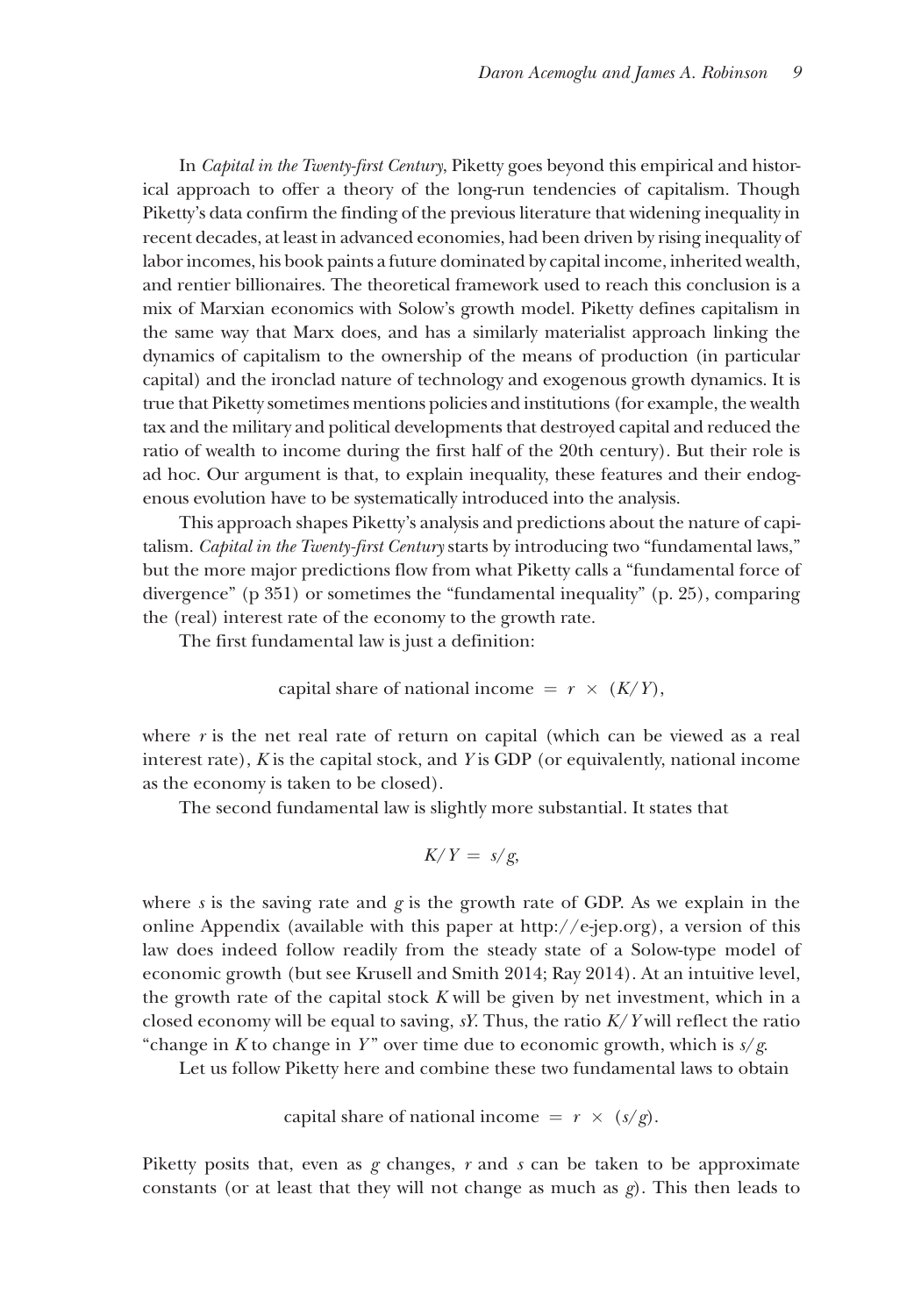In *Capital in the Twenty-first Century*, Piketty goes beyond this empirical and historical approach to offer a theory of the long-run tendencies of capitalism. Though Piketty's data confirm the finding of the previous literature that widening inequality in recent decades, at least in advanced economies, had been driven by rising inequality of labor incomes, his book paints a future dominated by capital income, inherited wealth, and rentier billionaires. The theoretical framework used to reach this conclusion is a mix of Marxian economics with Solow's growth model. Piketty defines capitalism in the same way that Marx does, and has a similarly materialist approach linking the dynamics of capitalism to the ownership of the means of production (in particular capital) and the ironclad nature of technology and exogenous growth dynamics. It is true that Piketty sometimes mentions policies and institutions (for example, the wealth tax and the military and political developments that destroyed capital and reduced the ratio of wealth to income during the first half of the 20th century). But their role is ad hoc. Our argument is that, to explain inequality, these features and their endogenous evolution have to be systematically introduced into the analysis.

This approach shapes Piketty's analysis and predictions about the nature of capitalism. *Capital in the Twenty-first Century* starts by introducing two "fundamental laws," but the more major predictions flow from what Piketty calls a "fundamental force of divergence" (p 351) or sometimes the "fundamental inequality" (p. 25), comparing the (real) interest rate of the economy to the growth rate.

The first fundamental law is just a definition:

$$\text{capital share of national income} = r \times (K/Y),$$

where $r$ is the net real rate of return on capital (which can be viewed as a real interest rate), $K$ is the capital stock, and $Y$ is GDP (or equivalently, national income as the economy is taken to be closed).

The second fundamental law is slightly more substantial. It states that

$$K/Y = s/g,$$

where $s$ is the saving rate and $g$ is the growth rate of GDP. As we explain in the online Appendix (available with this paper at http://e-jep.org), a version of this law does indeed follow readily from the steady state of a Solow-type model of economic growth (but see Krusell and Smith 2014; Ray 2014). At an intuitive level, the growth rate of the capital stock $K$ will be given by net investment, which in a closed economy will be equal to saving, $sY$. Thus, the ratio $K/Y$ will reflect the ratio "change in $K$ to change in $Y$" over time due to economic growth, which is $s/g$.

Let us follow Piketty here and combine these two fundamental laws to obtain

$$\text{capital share of national income} = r \times (s/g).$$

Piketty posits that, even as $g$ changes, $r$ and $s$ can be taken to be approximate constants (or at least that they will not change as much as $g$). This then leads to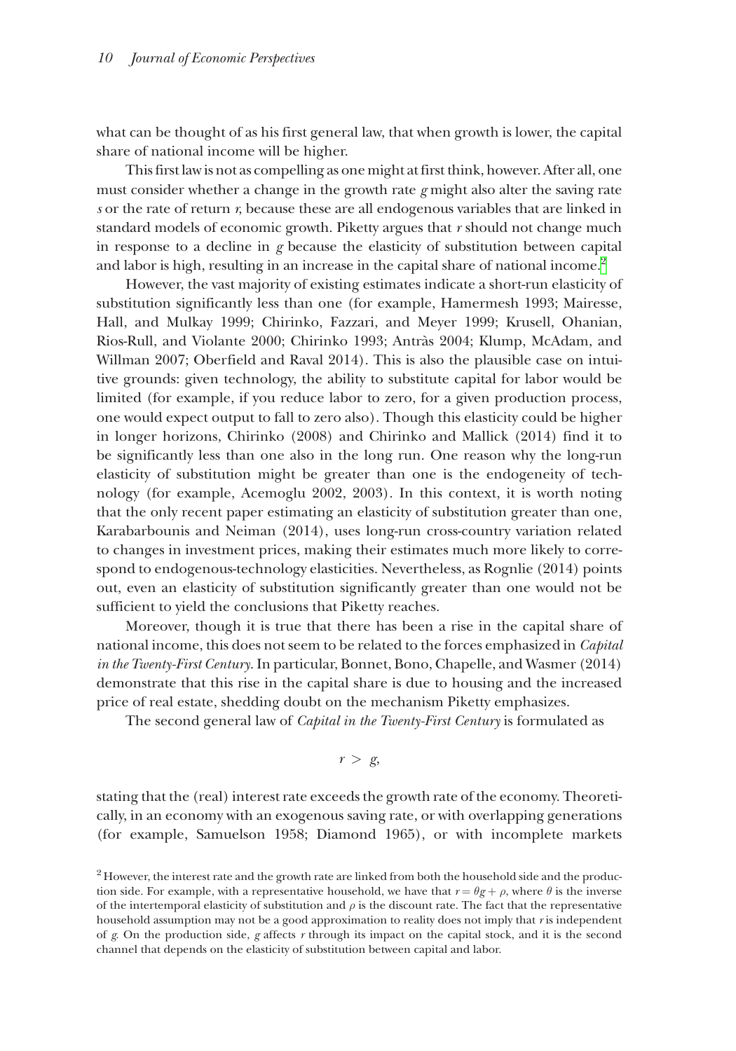what can be thought of as his first general law, that when growth is lower, the capital share of national income will be higher.

This first law is not as compelling as one might at first think, however. After all, one must consider whether a change in the growth rate $g$ might also alter the saving rate $s$ or the rate of return $r$, because these are all endogenous variables that are linked in standard models of economic growth. Piketty argues that $r$ should not change much in response to a decline in $g$ because the elasticity of substitution between capital and labor is high, resulting in an increase in the capital share of national income.[2]

However, the vast majority of existing estimates indicate a short-run elasticity of substitution significantly less than one (for example, Hamermesh 1993; Mairesse, Hall, and Mulkay 1999; Chirinko, Fazzari, and Meyer 1999; Krusell, Ohanian, Rios-Rull, and Violante 2000; Chirinko 1993; Antràs 2004; Klump, McAdam, and Willman 2007; Oberfield and Raval 2014). This is also the plausible case on intuitive grounds: given technology, the ability to substitute capital for labor would be limited (for example, if you reduce labor to zero, for a given production process, one would expect output to fall to zero also). Though this elasticity could be higher in longer horizons, Chirinko (2008) and Chirinko and Mallick (2014) find it to be significantly less than one also in the long run. One reason why the long-run elasticity of substitution might be greater than one is the endogeneity of technology (for example, Acemoglu 2002, 2003). In this context, it is worth noting that the only recent paper estimating an elasticity of substitution greater than one, Karabarbounis and Neiman (2014), uses long-run cross-country variation related to changes in investment prices, making their estimates much more likely to correspond to endogenous-technology elasticities. Nevertheless, as Rognlie (2014) points out, even an elasticity of substitution significantly greater than one would not be sufficient to yield the conclusions that Piketty reaches.

Moreover, though it is true that there has been a rise in the capital share of national income, this does not seem to be related to the forces emphasized in *Capital in the Twenty-First Century*. In particular, Bonnet, Bono, Chapelle, and Wasmer (2014) demonstrate that this rise in the capital share is due to housing and the increased price of real estate, shedding doubt on the mechanism Piketty emphasizes.

The second general law of *Capital in the Twenty-First Century* is formulated as

$$r > g,$$

stating that the (real) interest rate exceeds the growth rate of the economy. Theoretically, in an economy with an exogenous saving rate, or with overlapping generations (for example, Samuelson 1958; Diamond 1965), or with incomplete markets

[2] However, the interest rate and the growth rate are linked from both the household side and the production side. For example, with a representative household, we have that $r = \theta g + \rho$, where $\theta$ is the inverse of the intertemporal elasticity of substitution and $\rho$ is the discount rate. The fact that the representative household assumption may not be a good approximation to reality does not imply that $r$ is independent of $g$. On the production side, $g$ affects $r$ through its impact on the capital stock, and it is the second channel that depends on the elasticity of substitution between capital and labor.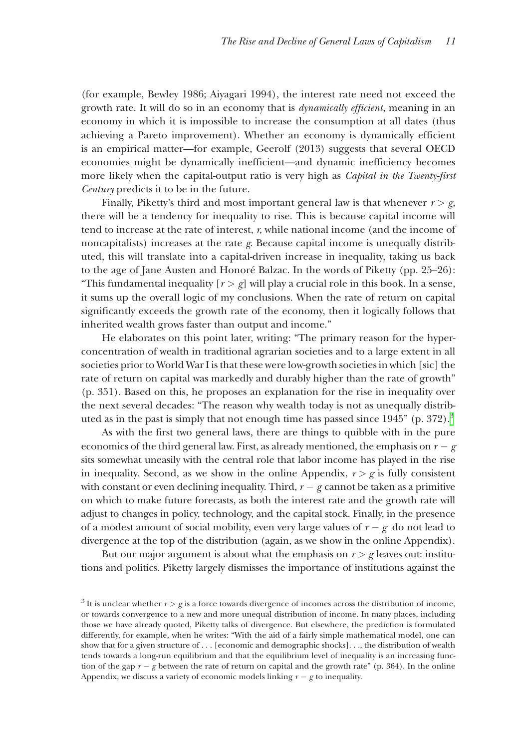(for example, Bewley 1986; Aiyagari 1994), the interest rate need not exceed the growth rate. It will do so in an economy that is *dynamically efficient*, meaning in an economy in which it is impossible to increase the consumption at all dates (thus achieving a Pareto improvement). Whether an economy is dynamically efficient is an empirical matter—for example, Geerolf (2013) suggests that several OECD economies might be dynamically inefficient—and dynamic inefficiency becomes more likely when the capital-output ratio is very high as *Capital in the Twenty-first Century* predicts it to be in the future.

Finally, Piketty's third and most important general law is that whenever $r > g$, there will be a tendency for inequality to rise. This is because capital income will tend to increase at the rate of interest, $r$, while national income (and the income of noncapitalists) increases at the rate $g$. Because capital income is unequally distributed, this will translate into a capital-driven increase in inequality, taking us back to the age of Jane Austen and Honoré Balzac. In the words of Piketty (pp. 25–26): "This fundamental inequality [$r > g$] will play a crucial role in this book. In a sense, it sums up the overall logic of my conclusions. When the rate of return on capital significantly exceeds the growth rate of the economy, then it logically follows that inherited wealth grows faster than output and income."

He elaborates on this point later, writing: "The primary reason for the hyperconcentration of wealth in traditional agrarian societies and to a large extent in all societies prior to World War I is that these were low-growth societies in which [sic] the rate of return on capital was markedly and durably higher than the rate of growth" (p. 351). Based on this, he proposes an explanation for the rise in inequality over the next several decades: "The reason why wealth today is not as unequally distributed as in the past is simply that not enough time has passed since 1945" (p. 372).[3]

As with the first two general laws, there are things to quibble with in the pure economics of the third general law. First, as already mentioned, the emphasis on $r - g$ sits somewhat uneasily with the central role that labor income has played in the rise in inequality. Second, as we show in the online Appendix, $r > g$ is fully consistent with constant or even declining inequality. Third, $r - g$ cannot be taken as a primitive on which to make future forecasts, as both the interest rate and the growth rate will adjust to changes in policy, technology, and the capital stock. Finally, in the presence of a modest amount of social mobility, even very large values of $r - g$ do not lead to divergence at the top of the distribution (again, as we show in the online Appendix).

But our major argument is about what the emphasis on $r > g$ leaves out: institutions and politics. Piketty largely dismisses the importance of institutions against the

[3] It is unclear whether $r > g$ is a force towards divergence of incomes across the distribution of income, or towards convergence to a new and more unequal distribution of income. In many places, including those we have already quoted, Piketty talks of divergence. But elsewhere, the prediction is formulated differently, for example, when he writes: "With the aid of a fairly simple mathematical model, one can show that for a given structure of . . . [economic and demographic shocks]. . ., the distribution of wealth tends towards a long-run equilibrium and that the equilibrium level of inequality is an increasing function of the gap $r - g$ between the rate of return on capital and the growth rate" (p. 364). In the online Appendix, we discuss a variety of economic models linking $r - g$ to inequality.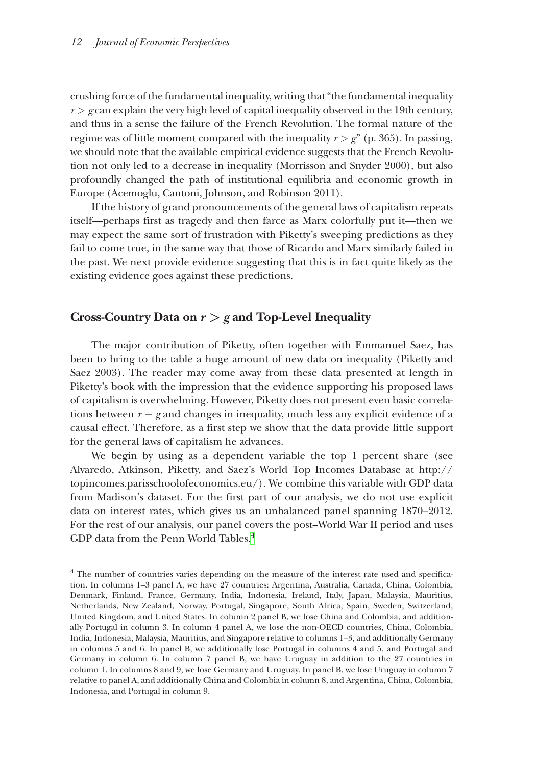crushing force of the fundamental inequality, writing that "the fundamental inequality $r > g$ can explain the very high level of capital inequality observed in the 19th century, and thus in a sense the failure of the French Revolution. The formal nature of the regime was of little moment compared with the inequality $r > g$" (p. 365). In passing, we should note that the available empirical evidence suggests that the French Revolution not only led to a decrease in inequality (Morrisson and Snyder 2000), but also profoundly changed the path of institutional equilibria and economic growth in Europe (Acemoglu, Cantoni, Johnson, and Robinson 2011).

If the history of grand pronouncements of the general laws of capitalism repeats itself—perhaps first as tragedy and then farce as Marx colorfully put it—then we may expect the same sort of frustration with Piketty's sweeping predictions as they fail to come true, in the same way that those of Ricardo and Marx similarly failed in the past. We next provide evidence suggesting that this is in fact quite likely as the existing evidence goes against these predictions.

## Cross-Country Data on $r > g$ and Top-Level Inequality

The major contribution of Piketty, often together with Emmanuel Saez, has been to bring to the table a huge amount of new data on inequality (Piketty and Saez 2003). The reader may come away from these data presented at length in Piketty's book with the impression that the evidence supporting his proposed laws of capitalism is overwhelming. However, Piketty does not present even basic correlations between $r - g$ and changes in inequality, much less any explicit evidence of a causal effect. Therefore, as a first step we show that the data provide little support for the general laws of capitalism he advances.

We begin by using as a dependent variable the top 1 percent share (see Alvaredo, Atkinson, Piketty, and Saez's World Top Incomes Database at http://topincomes.parisschoolofeconomics.eu/). We combine this variable with GDP data from Madison's dataset. For the first part of our analysis, we do not use explicit data on interest rates, which gives us an unbalanced panel spanning 1870–2012. For the rest of our analysis, our panel covers the post–World War II period and uses GDP data from the Penn World Tables.[4]

[4] The number of countries varies depending on the measure of the interest rate used and specification. In columns 1–3 panel A, we have 27 countries: Argentina, Australia, Canada, China, Colombia, Denmark, Finland, France, Germany, India, Indonesia, Ireland, Italy, Japan, Malaysia, Mauritius, Netherlands, New Zealand, Norway, Portugal, Singapore, South Africa, Spain, Sweden, Switzerland, United Kingdom, and United States. In column 2 panel B, we lose China and Colombia, and additionally Portugal in column 3. In column 4 panel A, we lose the non-OECD countries, China, Colombia, India, Indonesia, Malaysia, Mauritius, and Singapore relative to columns 1–3, and additionally Germany in columns 5 and 6. In panel B, we additionally lose Portugal in columns 4 and 5, and Portugal and Germany in column 6. In column 7 panel B, we have Uruguay in addition to the 27 countries in column 1. In columns 8 and 9, we lose Germany and Uruguay. In panel B, we lose Uruguay in column 7 relative to panel A, and additionally China and Colombia in column 8, and Argentina, China, Colombia, Indonesia, and Portugal in column 9.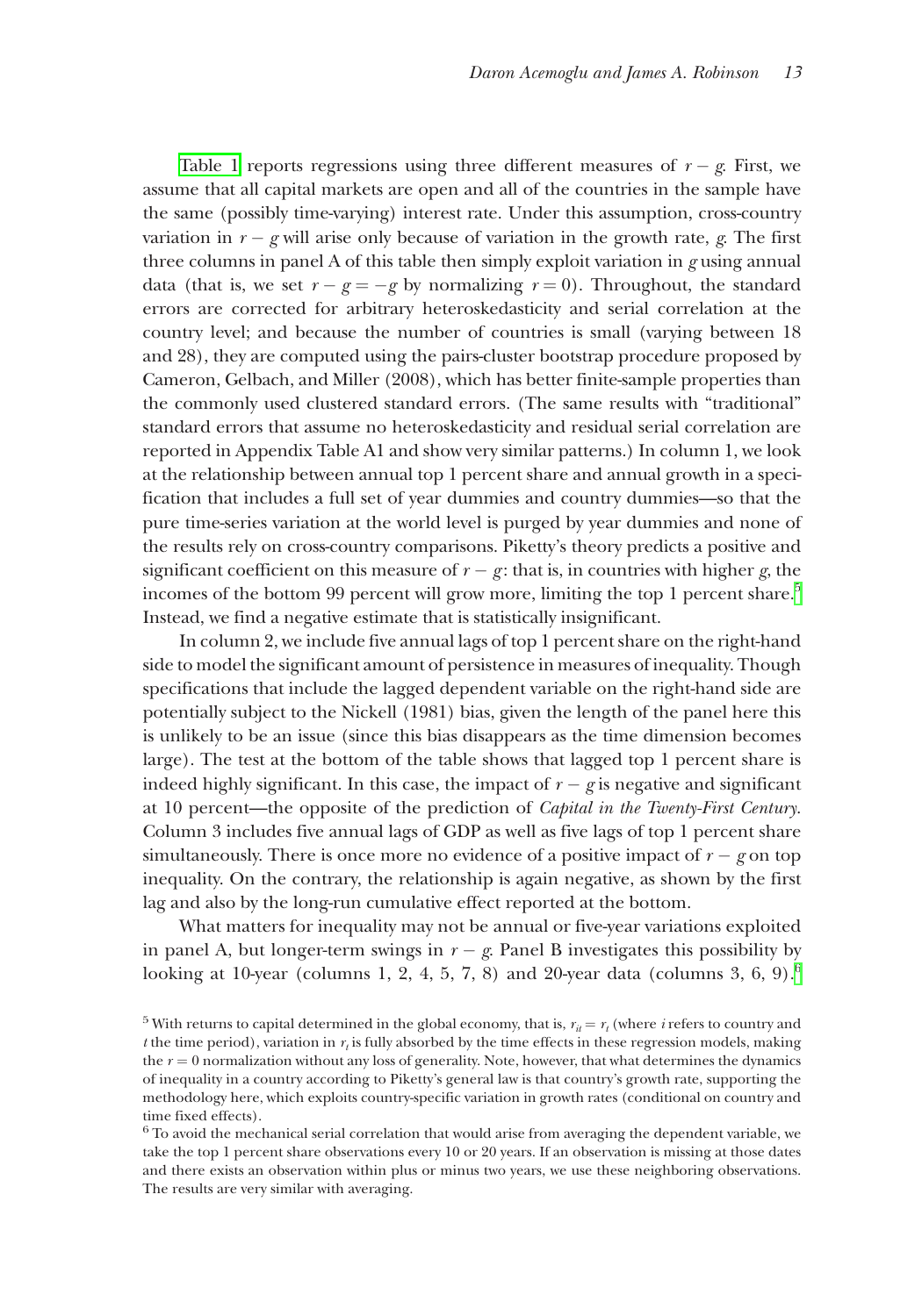Table 1 reports regressions using three different measures of $r - g$. First, we assume that all capital markets are open and all of the countries in the sample have the same (possibly time-varying) interest rate. Under this assumption, cross-country variation in $r - g$ will arise only because of variation in the growth rate, $g$. The first three columns in panel A of this table then simply exploit variation in $g$ using annual data (that is, we set $r - g = -g$ by normalizing $r = 0$). Throughout, the standard errors are corrected for arbitrary heteroskedasticity and serial correlation at the country level; and because the number of countries is small (varying between 18 and 28), they are computed using the pairs-cluster bootstrap procedure proposed by Cameron, Gelbach, and Miller (2008), which has better finite-sample properties than the commonly used clustered standard errors. (The same results with "traditional" standard errors that assume no heteroskedasticity and residual serial correlation are reported in Appendix Table A1 and show very similar patterns.) In column 1, we look at the relationship between annual top 1 percent share and annual growth in a specification that includes a full set of year dummies and country dummies—so that the pure time-series variation at the world level is purged by year dummies and none of the results rely on cross-country comparisons. Piketty's theory predicts a positive and significant coefficient on this measure of $r - g$: that is, in countries with higher $g$, the incomes of the bottom 99 percent will grow more, limiting the top 1 percent share.[5] Instead, we find a negative estimate that is statistically insignificant.

In column 2, we include five annual lags of top 1 percent share on the right-hand side to model the significant amount of persistence in measures of inequality. Though specifications that include the lagged dependent variable on the right-hand side are potentially subject to the Nickell (1981) bias, given the length of the panel here this is unlikely to be an issue (since this bias disappears as the time dimension becomes large). The test at the bottom of the table shows that lagged top 1 percent share is indeed highly significant. In this case, the impact of $r - g$ is negative and significant at 10 percent—the opposite of the prediction of *Capital in the Twenty-First Century*. Column 3 includes five annual lags of GDP as well as five lags of top 1 percent share simultaneously. There is once more no evidence of a positive impact of $r - g$ on top inequality. On the contrary, the relationship is again negative, as shown by the first lag and also by the long-run cumulative effect reported at the bottom.

What matters for inequality may not be annual or five-year variations exploited in panel A, but longer-term swings in $r - g$. Panel B investigates this possibility by looking at 10-year (columns 1, 2, 4, 5, 7, 8) and 20-year data (columns 3, 6, 9).[6]

[5] With returns to capital determined in the global economy, that is, $r_{it} = r_t$ (where $i$ refers to country and $t$ the time period), variation in $r_t$ is fully absorbed by the time effects in these regression models, making the $r = 0$ normalization without any loss of generality. Note, however, that what determines the dynamics of inequality in a country according to Piketty's general law is that country's growth rate, supporting the methodology here, which exploits country-specific variation in growth rates (conditional on country and time fixed effects).

[6] To avoid the mechanical serial correlation that would arise from averaging the dependent variable, we take the top 1 percent share observations every 10 or 20 years. If an observation is missing at those dates and there exists an observation within plus or minus two years, we use these neighboring observations. The results are very similar with averaging.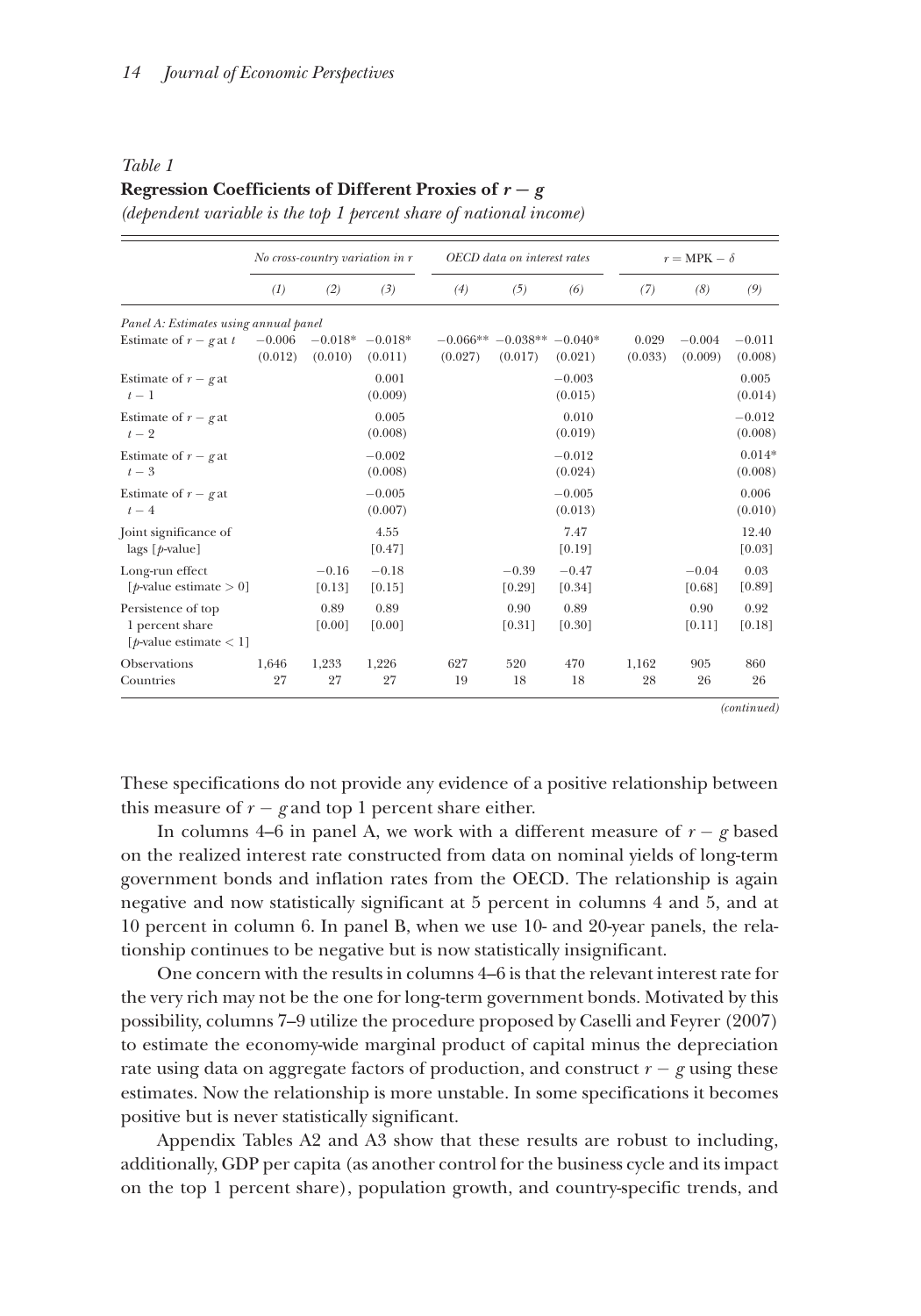*Table 1*
**Regression Coefficients of Different Proxies of $r - g$**
*(dependent variable is the top 1 percent share of national income)*

| | *No cross-country variation in r* | | | *OECD data on interest rates* | | | $r = \text{MPK} - \delta$ | | |
|---|---|---|---|---|---|---|---|---|---|
| | *(1)* | *(2)* | *(3)* | *(4)* | *(5)* | *(6)* | *(7)* | *(8)* | *(9)* |
| *Panel A: Estimates using annual panel* | | | | | | | | | |
| Estimate of $r - g$ at $t$ | −0.006 (0.012) | −0.018* (0.010) | −0.018* (0.011) | −0.066** (0.027) | −0.038** (0.017) | −0.040* (0.021) | 0.029 (0.033) | −0.004 (0.009) | −0.011 (0.008) |
| Estimate of $r - g$ at $t - 1$ | | | 0.001 (0.009) | | | −0.003 (0.015) | | | 0.005 (0.014) |
| Estimate of $r - g$ at $t - 2$ | | | 0.005 (0.008) | | | 0.010 (0.019) | | | −0.012 (0.008) |
| Estimate of $r - g$ at $t - 3$ | | | −0.002 (0.008) | | | −0.012 (0.024) | | | 0.014* (0.008) |
| Estimate of $r - g$ at $t - 4$ | | | −0.005 (0.007) | | | −0.005 (0.013) | | | 0.006 (0.010) |
| Joint significance of lags [*p*-value] | | | 4.55 [0.47] | | | 7.47 [0.19] | | | 12.40 [0.03] |
| Long-run effect [*p*-value estimate > 0] | | −0.16 [0.13] | −0.18 [0.15] | | −0.39 [0.29] | −0.47 [0.34] | | −0.04 [0.68] | 0.03 [0.89] |
| Persistence of top 1 percent share [*p*-value estimate < 1] | | 0.89 [0.00] | 0.89 [0.00] | | 0.90 [0.31] | 0.89 [0.30] | | 0.90 [0.11] | 0.92 [0.18] |
| Observations | 1,646 | 1,233 | 1,226 | 627 | 520 | 470 | 1,162 | 905 | 860 |
| Countries | 27 | 27 | 27 | 19 | 18 | 18 | 28 | 26 | 26 |

*(continued)*

These specifications do not provide any evidence of a positive relationship between this measure of $r - g$ and top 1 percent share either.

In columns 4–6 in panel A, we work with a different measure of $r - g$ based on the realized interest rate constructed from data on nominal yields of long-term government bonds and inflation rates from the OECD. The relationship is again negative and now statistically significant at 5 percent in columns 4 and 5, and at 10 percent in column 6. In panel B, when we use 10- and 20-year panels, the relationship continues to be negative but is now statistically insignificant.

One concern with the results in columns 4–6 is that the relevant interest rate for the very rich may not be the one for long-term government bonds. Motivated by this possibility, columns 7–9 utilize the procedure proposed by Caselli and Feyrer (2007) to estimate the economy-wide marginal product of capital minus the depreciation rate using data on aggregate factors of production, and construct $r - g$ using these estimates. Now the relationship is more unstable. In some specifications it becomes positive but is never statistically significant.

Appendix Tables A2 and A3 show that these results are robust to including, additionally, GDP per capita (as another control for the business cycle and its impact on the top 1 percent share), population growth, and country-specific trends, and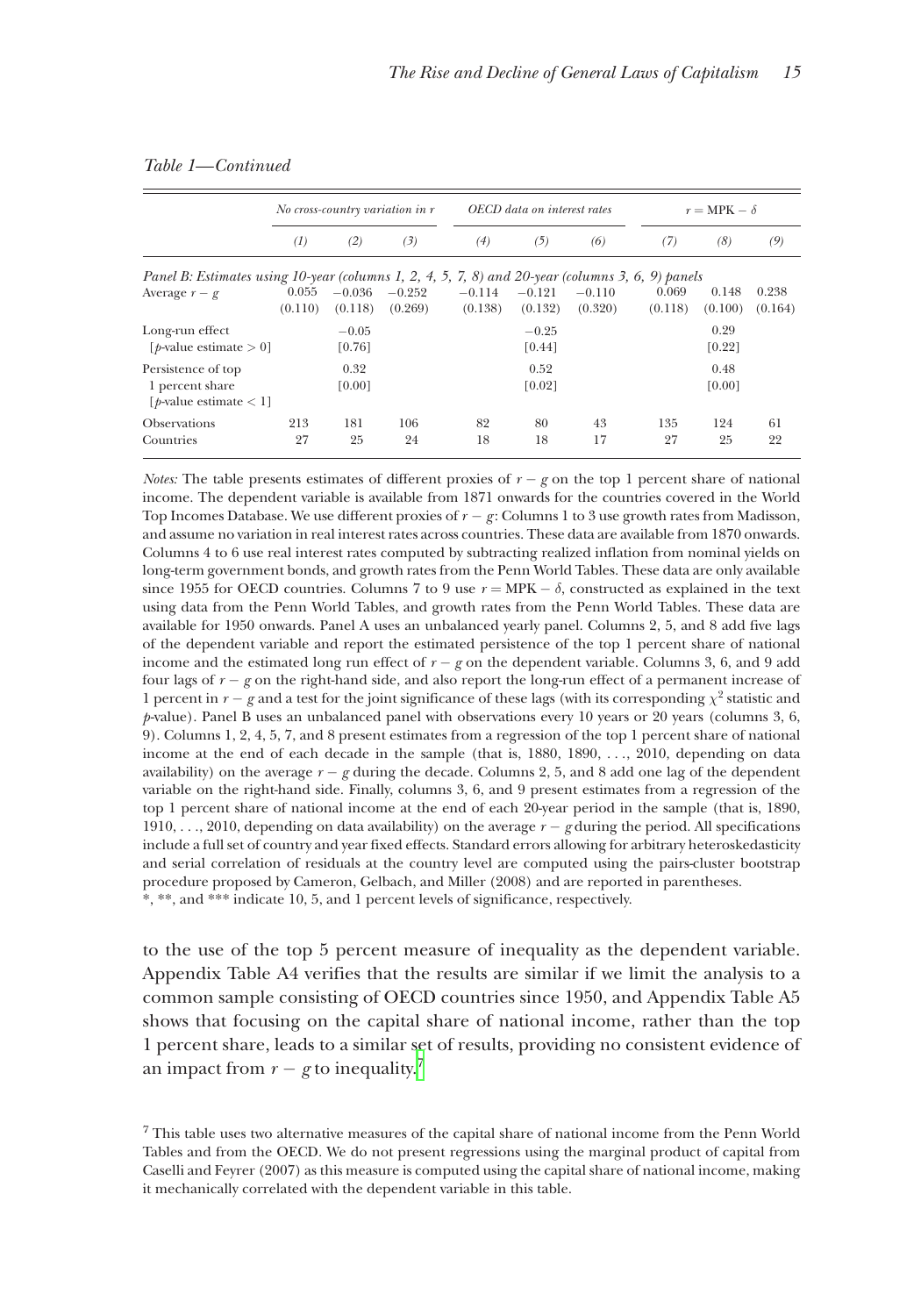*Table 1—Continued*

| | *No cross-country variation in r* | | | *OECD data on interest rates* | | | $r = \text{MPK} - \delta$ | | |
|---|---|---|---|---|---|---|---|---|---|
| | *(1)* | *(2)* | *(3)* | *(4)* | *(5)* | *(6)* | *(7)* | *(8)* | *(9)* |
| *Panel B: Estimates using 10-year (columns 1, 2, 4, 5, 7, 8) and 20-year (columns 3, 6, 9) panels* | | | | | | | | | |
| Average $r - g$ | 0.055 | −0.036 | −0.252 | −0.114 | −0.121 | −0.110 | 0.069 | 0.148 | 0.238 |
| | (0.110) | (0.118) | (0.269) | (0.138) | (0.132) | (0.320) | (0.118) | (0.100) | (0.164) |
| Long-run effect | | −0.05 | | | −0.25 | | | 0.29 | |
| [*p*-value estimate > 0] | | [0.76] | | | [0.44] | | | [0.22] | |
| Persistence of top 1 percent share | | 0.32 | | | 0.52 | | | 0.48 | |
| [*p*-value estimate < 1] | | [0.00] | | | [0.02] | | | [0.00] | |
| Observations | 213 | 181 | 106 | 82 | 80 | 43 | 135 | 124 | 61 |
| Countries | 27 | 25 | 24 | 18 | 18 | 17 | 27 | 25 | 22 |

*Notes:* The table presents estimates of different proxies of $r - g$ on the top 1 percent share of national income. The dependent variable is available from 1871 onwards for the countries covered in the World Top Incomes Database. We use different proxies of $r - g$: Columns 1 to 3 use growth rates from Madisson, and assume no variation in real interest rates across countries. These data are available from 1870 onwards. Columns 4 to 6 use real interest rates computed by subtracting realized inflation from nominal yields on long-term government bonds, and growth rates from the Penn World Tables. These data are only available since 1955 for OECD countries. Columns 7 to 9 use $r = \text{MPK} - \delta$, constructed as explained in the text using data from the Penn World Tables, and growth rates from the Penn World Tables. These data are available for 1950 onwards. Panel A uses an unbalanced yearly panel. Columns 2, 5, and 8 add five lags of the dependent variable and report the estimated persistence of the top 1 percent share of national income and the estimated long run effect of $r - g$ on the dependent variable. Columns 3, 6, and 9 add four lags of $r - g$ on the right-hand side, and also report the long-run effect of a permanent increase of 1 percent in $r - g$ and a test for the joint significance of these lags (with its corresponding $\chi^2$ statistic and *p*-value). Panel B uses an unbalanced panel with observations every 10 years or 20 years (columns 3, 6, 9). Columns 1, 2, 4, 5, 7, and 8 present estimates from a regression of the top 1 percent share of national income at the end of each decade in the sample (that is, 1880, 1890, . . ., 2010, depending on data availability) on the average $r - g$ during the decade. Columns 2, 5, and 8 add one lag of the dependent variable on the right-hand side. Finally, columns 3, 6, and 9 present estimates from a regression of the top 1 percent share of national income at the end of each 20-year period in the sample (that is, 1890, 1910, . . ., 2010, depending on data availability) on the average $r - g$ during the period. All specifications include a full set of country and year fixed effects. Standard errors allowing for arbitrary heteroskedasticity and serial correlation of residuals at the country level are computed using the pairs-cluster bootstrap procedure proposed by Cameron, Gelbach, and Miller (2008) and are reported in parentheses.
*, **, and *** indicate 10, 5, and 1 percent levels of significance, respectively.

to the use of the top 5 percent measure of inequality as the dependent variable. Appendix Table A4 verifies that the results are similar if we limit the analysis to a common sample consisting of OECD countries since 1950, and Appendix Table A5 shows that focusing on the capital share of national income, rather than the top 1 percent share, leads to a similar set of results, providing no consistent evidence of an impact from $r - g$ to inequality.[7]

[7] This table uses two alternative measures of the capital share of national income from the Penn World Tables and from the OECD. We do not present regressions using the marginal product of capital from Caselli and Feyrer (2007) as this measure is computed using the capital share of national income, making it mechanically correlated with the dependent variable in this table.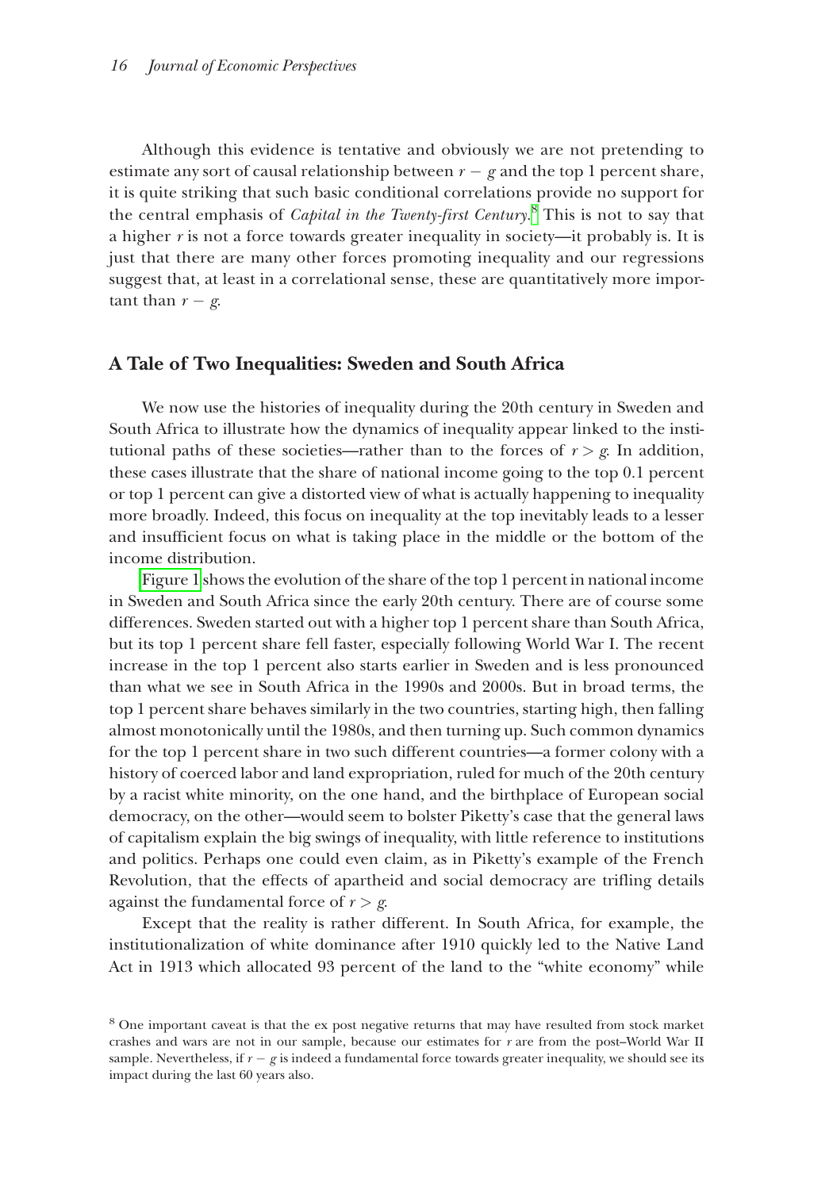Although this evidence is tentative and obviously we are not pretending to estimate any sort of causal relationship between $r - g$ and the top 1 percent share, it is quite striking that such basic conditional correlations provide no support for the central emphasis of *Capital in the Twenty-first Century*.[8] This is not to say that a higher $r$ is not a force towards greater inequality in society—it probably is. It is just that there are many other forces promoting inequality and our regressions suggest that, at least in a correlational sense, these are quantitatively more important than $r - g$.

## A Tale of Two Inequalities: Sweden and South Africa

We now use the histories of inequality during the 20th century in Sweden and South Africa to illustrate how the dynamics of inequality appear linked to the institutional paths of these societies—rather than to the forces of $r > g$. In addition, these cases illustrate that the share of national income going to the top 0.1 percent or top 1 percent can give a distorted view of what is actually happening to inequality more broadly. Indeed, this focus on inequality at the top inevitably leads to a lesser and insufficient focus on what is taking place in the middle or the bottom of the income distribution.

Figure 1 shows the evolution of the share of the top 1 percent in national income in Sweden and South Africa since the early 20th century. There are of course some differences. Sweden started out with a higher top 1 percent share than South Africa, but its top 1 percent share fell faster, especially following World War I. The recent increase in the top 1 percent also starts earlier in Sweden and is less pronounced than what we see in South Africa in the 1990s and 2000s. But in broad terms, the top 1 percent share behaves similarly in the two countries, starting high, then falling almost monotonically until the 1980s, and then turning up. Such common dynamics for the top 1 percent share in two such different countries—a former colony with a history of coerced labor and land expropriation, ruled for much of the 20th century by a racist white minority, on the one hand, and the birthplace of European social democracy, on the other—would seem to bolster Piketty's case that the general laws of capitalism explain the big swings of inequality, with little reference to institutions and politics. Perhaps one could even claim, as in Piketty's example of the French Revolution, that the effects of apartheid and social democracy are trifling details against the fundamental force of $r > g$.

Except that the reality is rather different. In South Africa, for example, the institutionalization of white dominance after 1910 quickly led to the Native Land Act in 1913 which allocated 93 percent of the land to the "white economy" while

[8] One important caveat is that the ex post negative returns that may have resulted from stock market crashes and wars are not in our sample, because our estimates for $r$ are from the post–World War II sample. Nevertheless, if $r - g$ is indeed a fundamental force towards greater inequality, we should see its impact during the last 60 years also.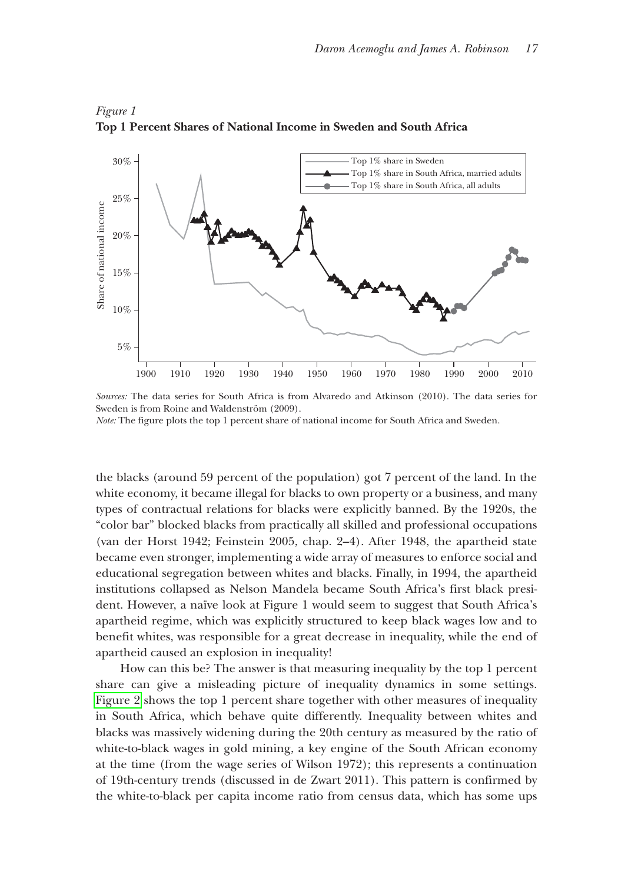*Figure 1*
**Top 1 Percent Shares of National Income in Sweden and South Africa**

*Sources:* The data series for South Africa is from Alvaredo and Atkinson (2010). The data series for Sweden is from Roine and Waldenström (2009).
*Note:* The figure plots the top 1 percent share of national income for South Africa and Sweden.

the blacks (around 59 percent of the population) got 7 percent of the land. In the white economy, it became illegal for blacks to own property or a business, and many types of contractual relations for blacks were explicitly banned. By the 1920s, the "color bar" blocked blacks from practically all skilled and professional occupations (van der Horst 1942; Feinstein 2005, chap. 2–4). After 1948, the apartheid state became even stronger, implementing a wide array of measures to enforce social and educational segregation between whites and blacks. Finally, in 1994, the apartheid institutions collapsed as Nelson Mandela became South Africa's first black president. However, a naïve look at Figure 1 would seem to suggest that South Africa's apartheid regime, which was explicitly structured to keep black wages low and to benefit whites, was responsible for a great decrease in inequality, while the end of apartheid caused an explosion in inequality!

How can this be? The answer is that measuring inequality by the top 1 percent share can give a misleading picture of inequality dynamics in some settings. Figure 2 shows the top 1 percent share together with other measures of inequality in South Africa, which behave quite differently. Inequality between whites and blacks was massively widening during the 20th century as measured by the ratio of white-to-black wages in gold mining, a key engine of the South African economy at the time (from the wage series of Wilson 1972); this represents a continuation of 19th-century trends (discussed in de Zwart 2011). This pattern is confirmed by the white-to-black per capita income ratio from census data, which has some ups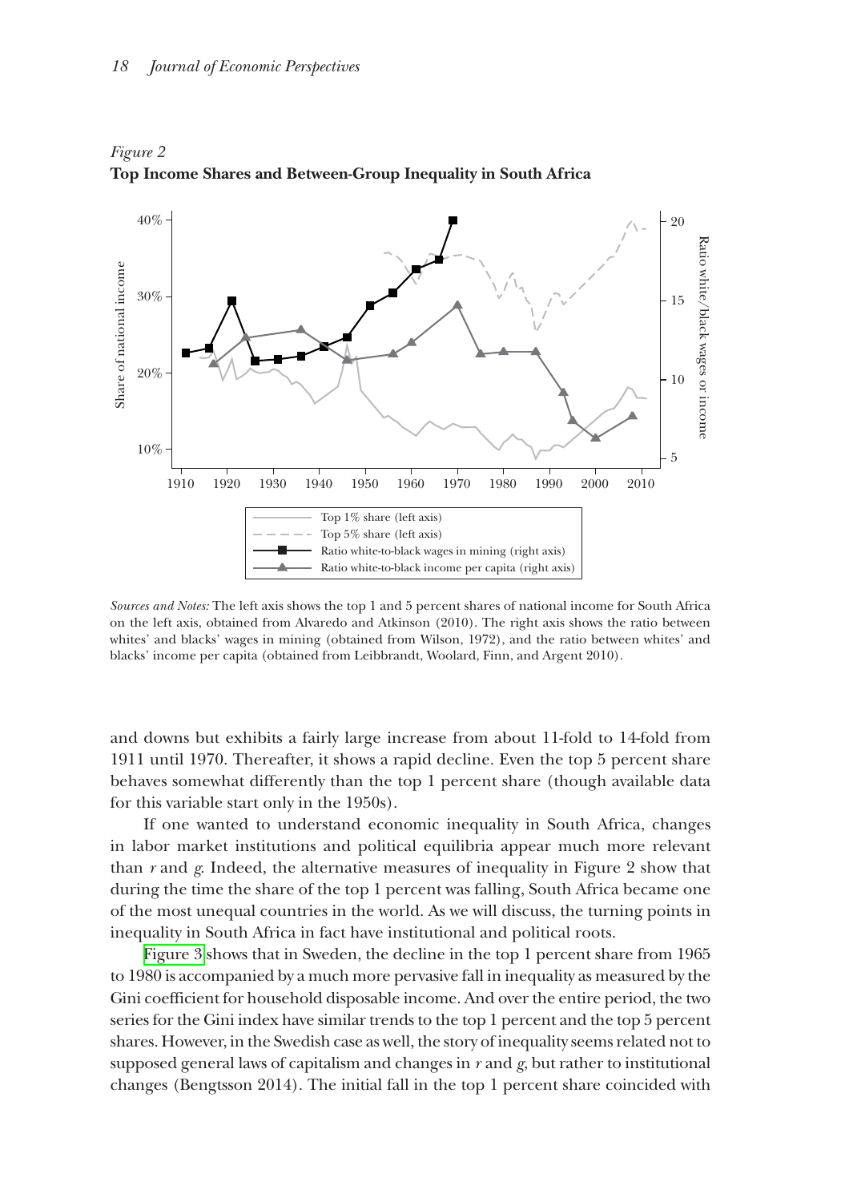*Figure 2*
**Top Income Shares and Between-Group Inequality in South Africa**

*Sources and Notes:* The left axis shows the top 1 and 5 percent shares of national income for South Africa on the left axis, obtained from Alvaredo and Atkinson (2010). The right axis shows the ratio between whites' and blacks' wages in mining (obtained from Wilson, 1972), and the ratio between whites' and blacks' income per capita (obtained from Leibbrandt, Woolard, Finn, and Argent 2010).

and downs but exhibits a fairly large increase from about 11-fold to 14-fold from 1911 until 1970. Thereafter, it shows a rapid decline. Even the top 5 percent share behaves somewhat differently than the top 1 percent share (though available data for this variable start only in the 1950s).

If one wanted to understand economic inequality in South Africa, changes in labor market institutions and political equilibria appear much more relevant than $r$ and $g$. Indeed, the alternative measures of inequality in Figure 2 show that during the time the share of the top 1 percent was falling, South Africa became one of the most unequal countries in the world. As we will discuss, the turning points in inequality in South Africa in fact have institutional and political roots.

Figure 3 shows that in Sweden, the decline in the top 1 percent share from 1965 to 1980 is accompanied by a much more pervasive fall in inequality as measured by the Gini coefficient for household disposable income. And over the entire period, the two series for the Gini index have similar trends to the top 1 percent and the top 5 percent shares. However, in the Swedish case as well, the story of inequality seems related not to supposed general laws of capitalism and changes in $r$ and $g$, but rather to institutional changes (Bengtsson 2014). The initial fall in the top 1 percent share coincided with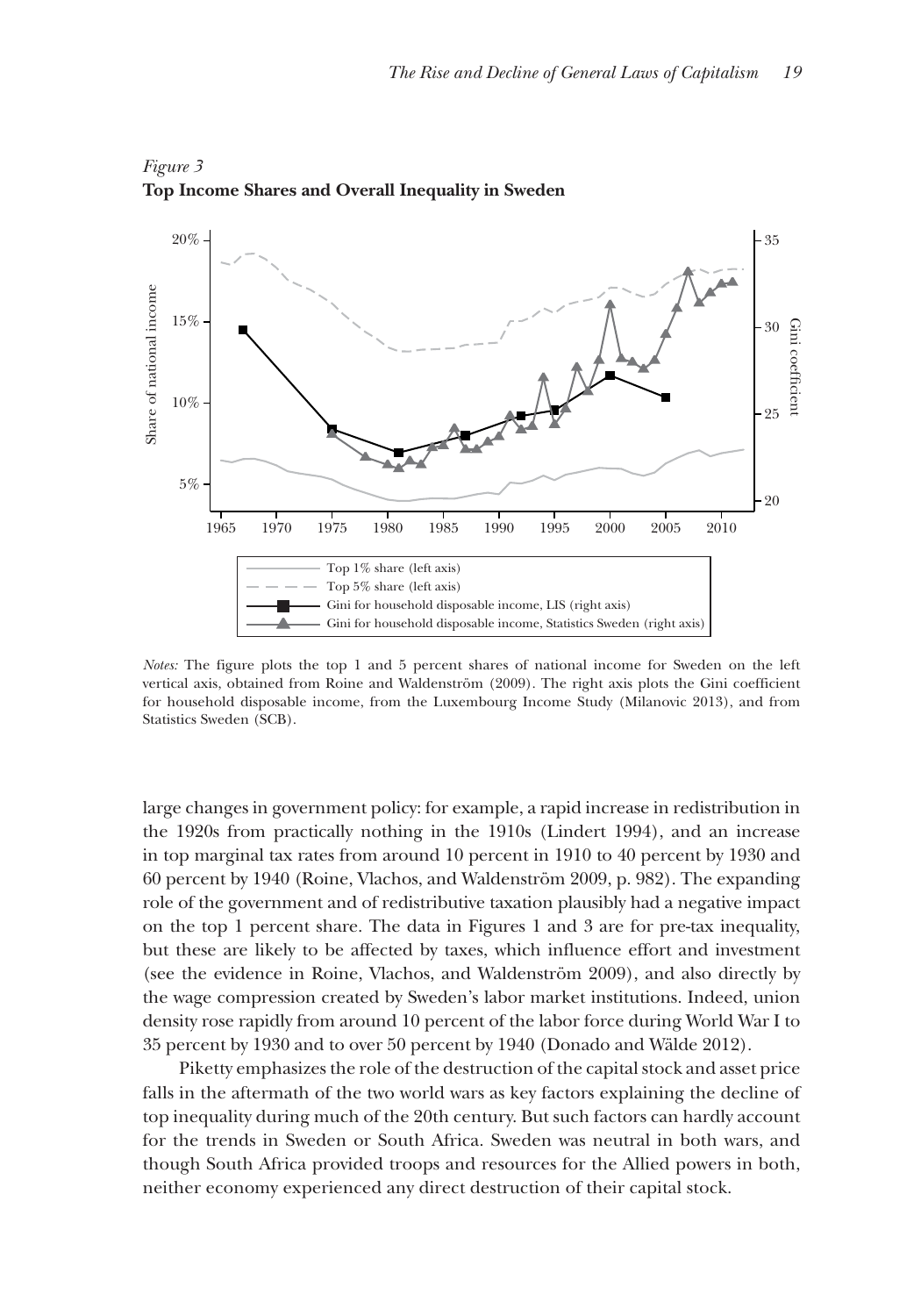*Figure 3*
**Top Income Shares and Overall Inequality in Sweden**

*Notes:* The figure plots the top 1 and 5 percent shares of national income for Sweden on the left vertical axis, obtained from Roine and Waldenström (2009). The right axis plots the Gini coefficient for household disposable income, from the Luxembourg Income Study (Milanovic 2013), and from Statistics Sweden (SCB).

large changes in government policy: for example, a rapid increase in redistribution in the 1920s from practically nothing in the 1910s (Lindert 1994), and an increase in top marginal tax rates from around 10 percent in 1910 to 40 percent by 1930 and 60 percent by 1940 (Roine, Vlachos, and Waldenström 2009, p. 982). The expanding role of the government and of redistributive taxation plausibly had a negative impact on the top 1 percent share. The data in Figures 1 and 3 are for pre-tax inequality, but these are likely to be affected by taxes, which influence effort and investment (see the evidence in Roine, Vlachos, and Waldenström 2009), and also directly by the wage compression created by Sweden's labor market institutions. Indeed, union density rose rapidly from around 10 percent of the labor force during World War I to 35 percent by 1930 and to over 50 percent by 1940 (Donado and Wälde 2012).

Piketty emphasizes the role of the destruction of the capital stock and asset price falls in the aftermath of the two world wars as key factors explaining the decline of top inequality during much of the 20th century. But such factors can hardly account for the trends in Sweden or South Africa. Sweden was neutral in both wars, and though South Africa provided troops and resources for the Allied powers in both, neither economy experienced any direct destruction of their capital stock.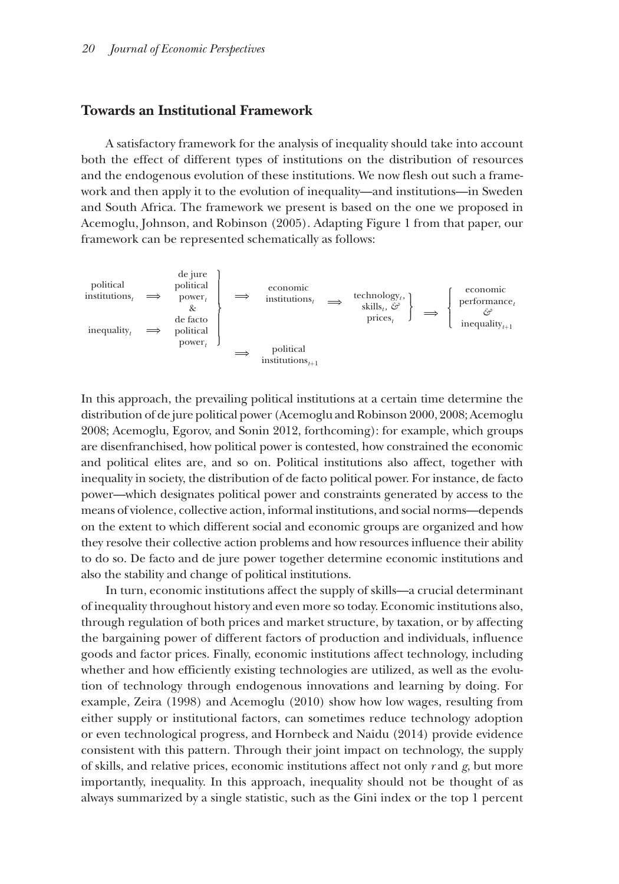## Towards an Institutional Framework

A satisfactory framework for the analysis of inequality should take into account both the effect of different types of institutions on the distribution of resources and the endogenous evolution of these institutions. We now flesh out such a framework and then apply it to the evolution of inequality—and institutions—in Sweden and South Africa. The framework we present is based on the one we proposed in Acemoglu, Johnson, and Robinson (2005). Adapting Figure 1 from that paper, our framework can be represented schematically as follows:

$$
\begin{array}{l}
\text{political institutions}_t \implies \\
\\
\text{inequality}_t \implies
\end{array}
\left.\begin{array}{c}
\text{de jure} \\ \text{political} \\ \text{power}_t \\ \& \\ \text{de facto} \\ \text{political} \\ \text{power}_t
\end{array}\right\}
\begin{array}{l}
\implies \text{economic institutions}_t \implies \left.\begin{array}{c}\text{technology}_t, \\ \text{skills}_t, \ \& \\ \text{prices}_t\end{array}\right\} \implies \left\{\begin{array}{c}\text{economic} \\ \text{performance}_t \\ \& \\ \text{inequality}_{t+1}\end{array}\right. \\
\\
\implies \text{political institutions}_{t+1}
\end{array}
$$

In this approach, the prevailing political institutions at a certain time determine the distribution of de jure political power (Acemoglu and Robinson 2000, 2008; Acemoglu 2008; Acemoglu, Egorov, and Sonin 2012, forthcoming): for example, which groups are disenfranchised, how political power is contested, how constrained the economic and political elites are, and so on. Political institutions also affect, together with inequality in society, the distribution of de facto political power. For instance, de facto power—which designates political power and constraints generated by access to the means of violence, collective action, informal institutions, and social norms—depends on the extent to which different social and economic groups are organized and how they resolve their collective action problems and how resources influence their ability to do so. De facto and de jure power together determine economic institutions and also the stability and change of political institutions.

In turn, economic institutions affect the supply of skills—a crucial determinant of inequality throughout history and even more so today. Economic institutions also, through regulation of both prices and market structure, by taxation, or by affecting the bargaining power of different factors of production and individuals, influence goods and factor prices. Finally, economic institutions affect technology, including whether and how efficiently existing technologies are utilized, as well as the evolution of technology through endogenous innovations and learning by doing. For example, Zeira (1998) and Acemoglu (2010) show how low wages, resulting from either supply or institutional factors, can sometimes reduce technology adoption or even technological progress, and Hornbeck and Naidu (2014) provide evidence consistent with this pattern. Through their joint impact on technology, the supply of skills, and relative prices, economic institutions affect not only $r$ and $g$, but more importantly, inequality. In this approach, inequality should not be thought of as always summarized by a single statistic, such as the Gini index or the top 1 percent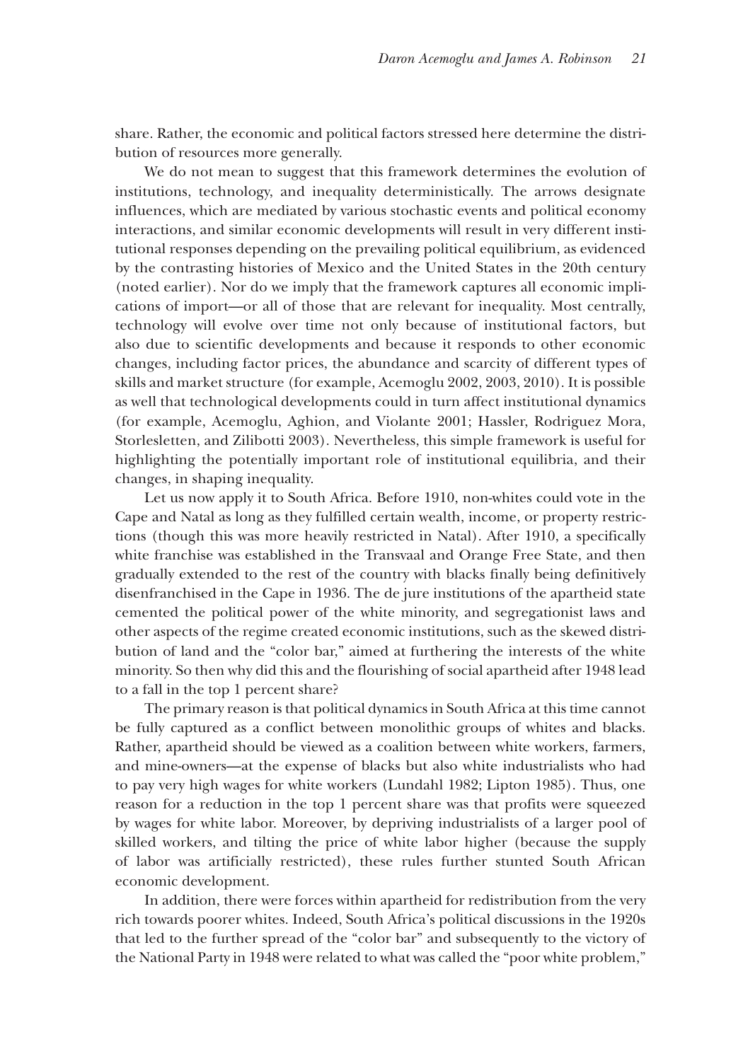share. Rather, the economic and political factors stressed here determine the distribution of resources more generally.

We do not mean to suggest that this framework determines the evolution of institutions, technology, and inequality deterministically. The arrows designate influences, which are mediated by various stochastic events and political economy interactions, and similar economic developments will result in very different institutional responses depending on the prevailing political equilibrium, as evidenced by the contrasting histories of Mexico and the United States in the 20th century (noted earlier). Nor do we imply that the framework captures all economic implications of import—or all of those that are relevant for inequality. Most centrally, technology will evolve over time not only because of institutional factors, but also due to scientific developments and because it responds to other economic changes, including factor prices, the abundance and scarcity of different types of skills and market structure (for example, Acemoglu 2002, 2003, 2010). It is possible as well that technological developments could in turn affect institutional dynamics (for example, Acemoglu, Aghion, and Violante 2001; Hassler, Rodriguez Mora, Storlesletten, and Zilibotti 2003). Nevertheless, this simple framework is useful for highlighting the potentially important role of institutional equilibria, and their changes, in shaping inequality.

Let us now apply it to South Africa. Before 1910, non-whites could vote in the Cape and Natal as long as they fulfilled certain wealth, income, or property restrictions (though this was more heavily restricted in Natal). After 1910, a specifically white franchise was established in the Transvaal and Orange Free State, and then gradually extended to the rest of the country with blacks finally being definitively disenfranchised in the Cape in 1936. The de jure institutions of the apartheid state cemented the political power of the white minority, and segregationist laws and other aspects of the regime created economic institutions, such as the skewed distribution of land and the "color bar," aimed at furthering the interests of the white minority. So then why did this and the flourishing of social apartheid after 1948 lead to a fall in the top 1 percent share?

The primary reason is that political dynamics in South Africa at this time cannot be fully captured as a conflict between monolithic groups of whites and blacks. Rather, apartheid should be viewed as a coalition between white workers, farmers, and mine-owners—at the expense of blacks but also white industrialists who had to pay very high wages for white workers (Lundahl 1982; Lipton 1985). Thus, one reason for a reduction in the top 1 percent share was that profits were squeezed by wages for white labor. Moreover, by depriving industrialists of a larger pool of skilled workers, and tilting the price of white labor higher (because the supply of labor was artificially restricted), these rules further stunted South African economic development.

In addition, there were forces within apartheid for redistribution from the very rich towards poorer whites. Indeed, South Africa's political discussions in the 1920s that led to the further spread of the "color bar" and subsequently to the victory of the National Party in 1948 were related to what was called the "poor white problem,"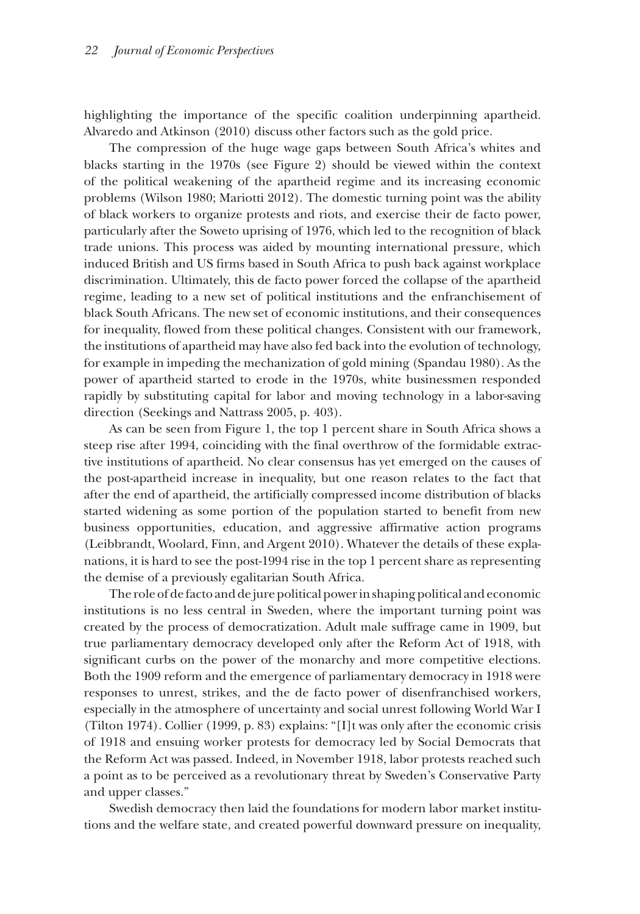highlighting the importance of the specific coalition underpinning apartheid. Alvaredo and Atkinson (2010) discuss other factors such as the gold price.

The compression of the huge wage gaps between South Africa's whites and blacks starting in the 1970s (see Figure 2) should be viewed within the context of the political weakening of the apartheid regime and its increasing economic problems (Wilson 1980; Mariotti 2012). The domestic turning point was the ability of black workers to organize protests and riots, and exercise their de facto power, particularly after the Soweto uprising of 1976, which led to the recognition of black trade unions. This process was aided by mounting international pressure, which induced British and US firms based in South Africa to push back against workplace discrimination. Ultimately, this de facto power forced the collapse of the apartheid regime, leading to a new set of political institutions and the enfranchisement of black South Africans. The new set of economic institutions, and their consequences for inequality, flowed from these political changes. Consistent with our framework, the institutions of apartheid may have also fed back into the evolution of technology, for example in impeding the mechanization of gold mining (Spandau 1980). As the power of apartheid started to erode in the 1970s, white businessmen responded rapidly by substituting capital for labor and moving technology in a labor-saving direction (Seekings and Nattrass 2005, p. 403).

As can be seen from Figure 1, the top 1 percent share in South Africa shows a steep rise after 1994, coinciding with the final overthrow of the formidable extractive institutions of apartheid. No clear consensus has yet emerged on the causes of the post-apartheid increase in inequality, but one reason relates to the fact that after the end of apartheid, the artificially compressed income distribution of blacks started widening as some portion of the population started to benefit from new business opportunities, education, and aggressive affirmative action programs (Leibbrandt, Woolard, Finn, and Argent 2010). Whatever the details of these explanations, it is hard to see the post-1994 rise in the top 1 percent share as representing the demise of a previously egalitarian South Africa.

The role of de facto and de jure political power in shaping political and economic institutions is no less central in Sweden, where the important turning point was created by the process of democratization. Adult male suffrage came in 1909, but true parliamentary democracy developed only after the Reform Act of 1918, with significant curbs on the power of the monarchy and more competitive elections. Both the 1909 reform and the emergence of parliamentary democracy in 1918 were responses to unrest, strikes, and the de facto power of disenfranchised workers, especially in the atmosphere of uncertainty and social unrest following World War I (Tilton 1974). Collier (1999, p. 83) explains: "[I]t was only after the economic crisis of 1918 and ensuing worker protests for democracy led by Social Democrats that the Reform Act was passed. Indeed, in November 1918, labor protests reached such a point as to be perceived as a revolutionary threat by Sweden's Conservative Party and upper classes."

Swedish democracy then laid the foundations for modern labor market institutions and the welfare state, and created powerful downward pressure on inequality,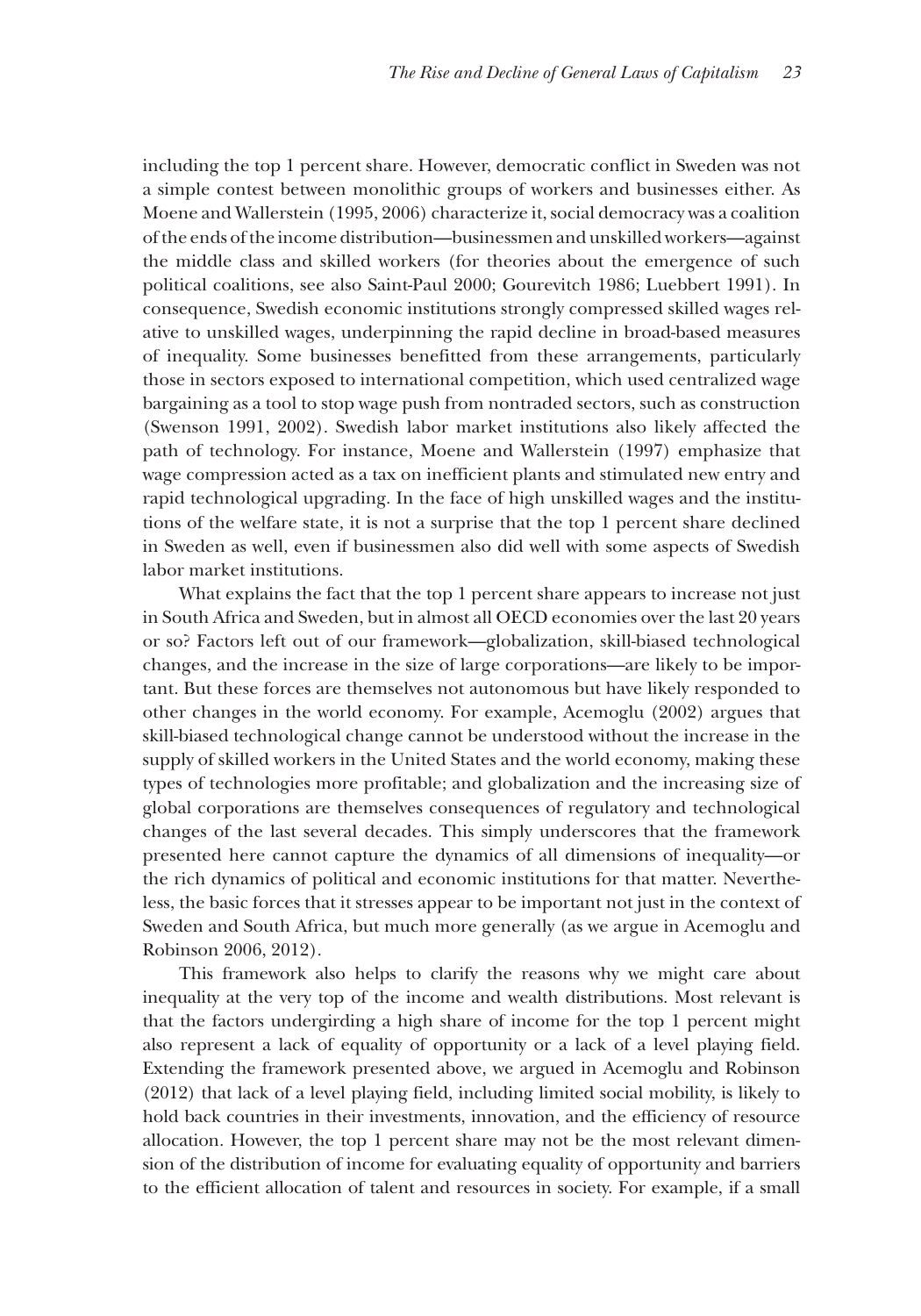including the top 1 percent share. However, democratic conflict in Sweden was not a simple contest between monolithic groups of workers and businesses either. As Moene and Wallerstein (1995, 2006) characterize it, social democracy was a coalition of the ends of the income distribution—businessmen and unskilled workers—against the middle class and skilled workers (for theories about the emergence of such political coalitions, see also Saint-Paul 2000; Gourevitch 1986; Luebbert 1991). In consequence, Swedish economic institutions strongly compressed skilled wages relative to unskilled wages, underpinning the rapid decline in broad-based measures of inequality. Some businesses benefitted from these arrangements, particularly those in sectors exposed to international competition, which used centralized wage bargaining as a tool to stop wage push from nontraded sectors, such as construction (Swenson 1991, 2002). Swedish labor market institutions also likely affected the path of technology. For instance, Moene and Wallerstein (1997) emphasize that wage compression acted as a tax on inefficient plants and stimulated new entry and rapid technological upgrading. In the face of high unskilled wages and the institutions of the welfare state, it is not a surprise that the top 1 percent share declined in Sweden as well, even if businessmen also did well with some aspects of Swedish labor market institutions.

What explains the fact that the top 1 percent share appears to increase not just in South Africa and Sweden, but in almost all OECD economies over the last 20 years or so? Factors left out of our framework—globalization, skill-biased technological changes, and the increase in the size of large corporations—are likely to be important. But these forces are themselves not autonomous but have likely responded to other changes in the world economy. For example, Acemoglu (2002) argues that skill-biased technological change cannot be understood without the increase in the supply of skilled workers in the United States and the world economy, making these types of technologies more profitable; and globalization and the increasing size of global corporations are themselves consequences of regulatory and technological changes of the last several decades. This simply underscores that the framework presented here cannot capture the dynamics of all dimensions of inequality—or the rich dynamics of political and economic institutions for that matter. Nevertheless, the basic forces that it stresses appear to be important not just in the context of Sweden and South Africa, but much more generally (as we argue in Acemoglu and Robinson 2006, 2012).

This framework also helps to clarify the reasons why we might care about inequality at the very top of the income and wealth distributions. Most relevant is that the factors undergirding a high share of income for the top 1 percent might also represent a lack of equality of opportunity or a lack of a level playing field. Extending the framework presented above, we argued in Acemoglu and Robinson (2012) that lack of a level playing field, including limited social mobility, is likely to hold back countries in their investments, innovation, and the efficiency of resource allocation. However, the top 1 percent share may not be the most relevant dimension of the distribution of income for evaluating equality of opportunity and barriers to the efficient allocation of talent and resources in society. For example, if a small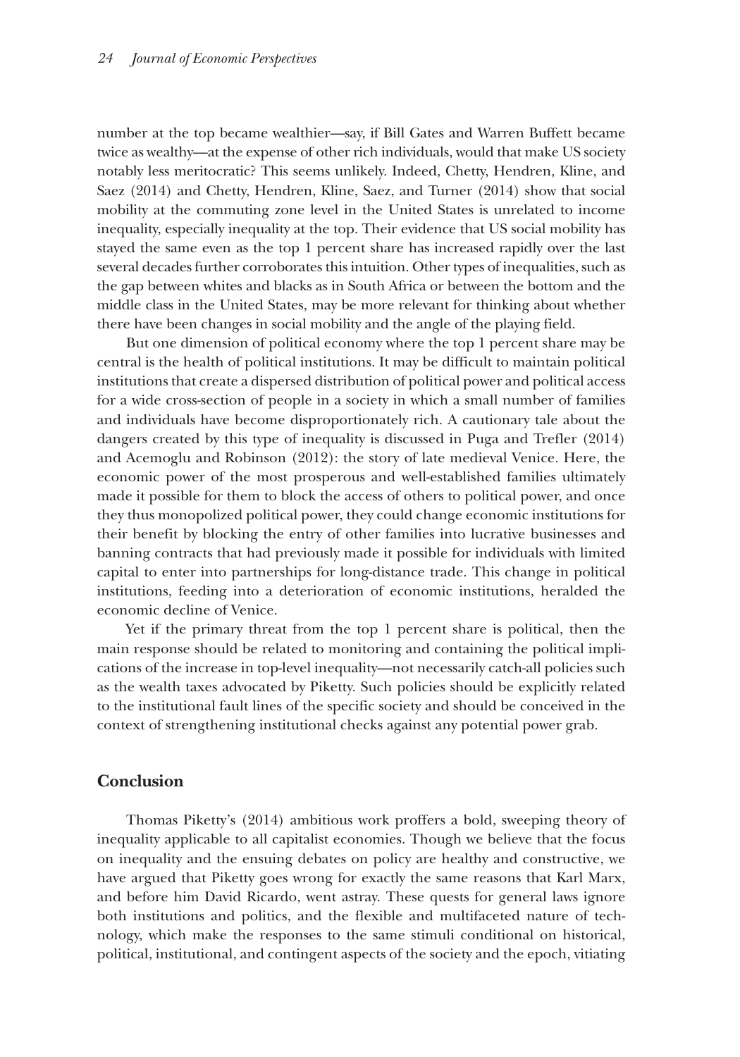number at the top became wealthier—say, if Bill Gates and Warren Buffett became twice as wealthy—at the expense of other rich individuals, would that make US society notably less meritocratic? This seems unlikely. Indeed, Chetty, Hendren, Kline, and Saez (2014) and Chetty, Hendren, Kline, Saez, and Turner (2014) show that social mobility at the commuting zone level in the United States is unrelated to income inequality, especially inequality at the top. Their evidence that US social mobility has stayed the same even as the top 1 percent share has increased rapidly over the last several decades further corroborates this intuition. Other types of inequalities, such as the gap between whites and blacks as in South Africa or between the bottom and the middle class in the United States, may be more relevant for thinking about whether there have been changes in social mobility and the angle of the playing field.

But one dimension of political economy where the top 1 percent share may be central is the health of political institutions. It may be difficult to maintain political institutions that create a dispersed distribution of political power and political access for a wide cross-section of people in a society in which a small number of families and individuals have become disproportionately rich. A cautionary tale about the dangers created by this type of inequality is discussed in Puga and Trefler (2014) and Acemoglu and Robinson (2012): the story of late medieval Venice. Here, the economic power of the most prosperous and well-established families ultimately made it possible for them to block the access of others to political power, and once they thus monopolized political power, they could change economic institutions for their benefit by blocking the entry of other families into lucrative businesses and banning contracts that had previously made it possible for individuals with limited capital to enter into partnerships for long-distance trade. This change in political institutions, feeding into a deterioration of economic institutions, heralded the economic decline of Venice.

Yet if the primary threat from the top 1 percent share is political, then the main response should be related to monitoring and containing the political implications of the increase in top-level inequality—not necessarily catch-all policies such as the wealth taxes advocated by Piketty. Such policies should be explicitly related to the institutional fault lines of the specific society and should be conceived in the context of strengthening institutional checks against any potential power grab.

## Conclusion

Thomas Piketty's (2014) ambitious work proffers a bold, sweeping theory of inequality applicable to all capitalist economies. Though we believe that the focus on inequality and the ensuing debates on policy are healthy and constructive, we have argued that Piketty goes wrong for exactly the same reasons that Karl Marx, and before him David Ricardo, went astray. These quests for general laws ignore both institutions and politics, and the flexible and multifaceted nature of technology, which make the responses to the same stimuli conditional on historical, political, institutional, and contingent aspects of the society and the epoch, vitiating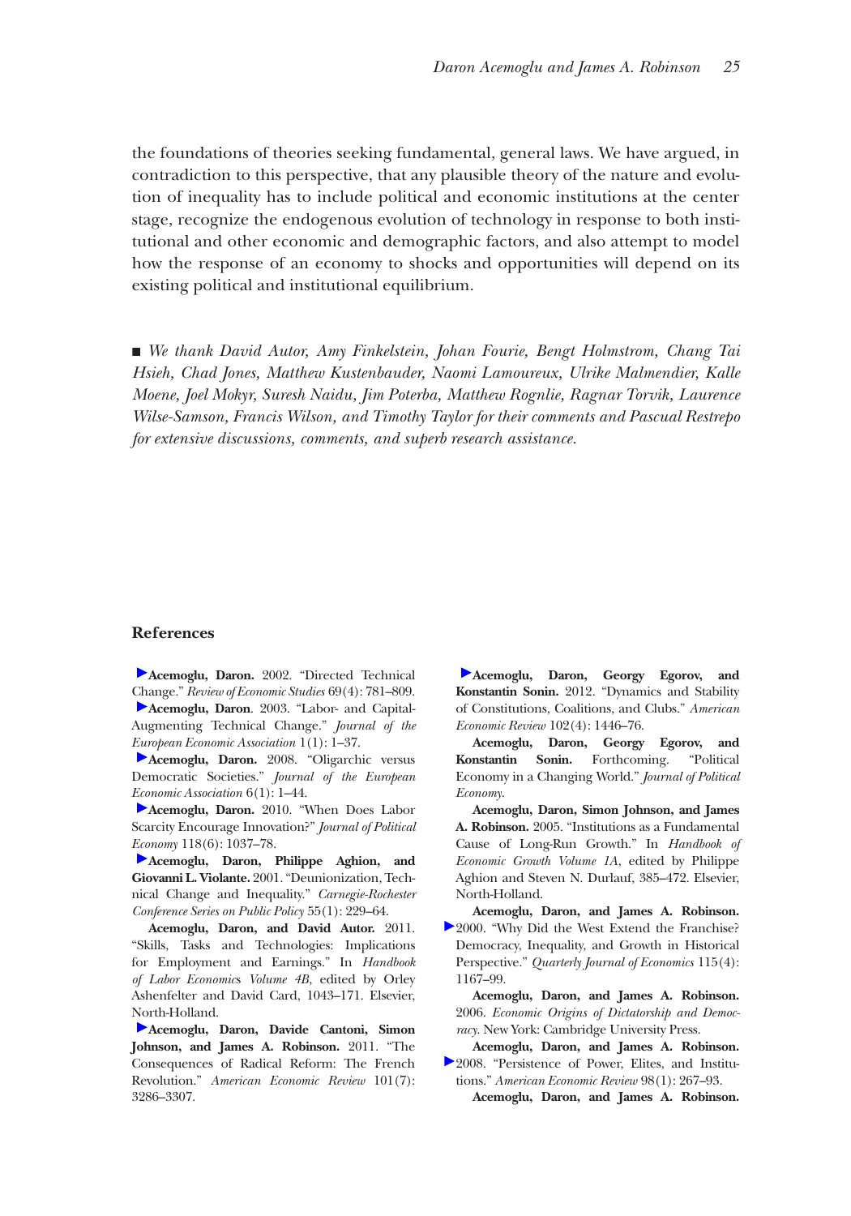the foundations of theories seeking fundamental, general laws. We have argued, in contradiction to this perspective, that any plausible theory of the nature and evolution of inequality has to include political and economic institutions at the center stage, recognize the endogenous evolution of technology in response to both institutional and other economic and demographic factors, and also attempt to model how the response of an economy to shocks and opportunities will depend on its existing political and institutional equilibrium.

■ *We thank David Autor, Amy Finkelstein, Johan Fourie, Bengt Holmstrom, Chang Tai Hsieh, Chad Jones, Matthew Kustenbauder, Naomi Lamoureux, Ulrike Malmendier, Kalle Moene, Joel Mokyr, Suresh Naidu, Jim Poterba, Matthew Rognlie, Ragnar Torvik, Laurence Wilse-Samson, Francis Wilson, and Timothy Taylor for their comments and Pascual Restrepo for extensive discussions, comments, and superb research assistance.*

## References

**Acemoglu, Daron.** 2002. "Directed Technical Change." *Review of Economic Studies* 69(4): 781–809.

**Acemoglu, Daron**. 2003. "Labor- and Capital-Augmenting Technical Change." *Journal of the European Economic Association* 1(1): 1–37.

**Acemoglu, Daron.** 2008. "Oligarchic versus Democratic Societies." *Journal of the European Economic Association* 6(1): 1–44.

**Acemoglu, Daron.** 2010. "When Does Labor Scarcity Encourage Innovation?" *Journal of Political Economy* 118(6): 1037–78.

**Acemoglu, Daron, Philippe Aghion, and Giovanni L. Violante.** 2001. "Deunionization, Technical Change and Inequality." *Carnegie-Rochester Conference Series on Public Policy* 55(1): 229–64.

**Acemoglu, Daron, and David Autor.** 2011. "Skills, Tasks and Technologies: Implications for Employment and Earnings." In *Handbook of Labor Economics Volume 4B*, edited by Orley Ashenfelter and David Card, 1043–171. Elsevier, North-Holland.

**Acemoglu, Daron, Davide Cantoni, Simon Johnson, and James A. Robinson.** 2011. "The Consequences of Radical Reform: The French Revolution." *American Economic Review* 101(7): 3286–3307.

**Acemoglu, Daron, Georgy Egorov, and Konstantin Sonin.** 2012. "Dynamics and Stability of Constitutions, Coalitions, and Clubs." *American Economic Review* 102(4): 1446–76.

**Acemoglu, Daron, Georgy Egorov, and Konstantin Sonin.** Forthcoming. "Political Economy in a Changing World." *Journal of Political Economy.*

**Acemoglu, Daron, Simon Johnson, and James A. Robinson.** 2005. "Institutions as a Fundamental Cause of Long-Run Growth." In *Handbook of Economic Growth Volume 1A*, edited by Philippe Aghion and Steven N. Durlauf, 385–472. Elsevier, North-Holland.

**Acemoglu, Daron, and James A. Robinson.** 2000. "Why Did the West Extend the Franchise? Democracy, Inequality, and Growth in Historical Perspective." *Quarterly Journal of Economics* 115(4): 1167–99.

**Acemoglu, Daron, and James A. Robinson.** 2006. *Economic Origins of Dictatorship and Democracy*. New York: Cambridge University Press.

**Acemoglu, Daron, and James A. Robinson.** 2008. "Persistence of Power, Elites, and Institutions." *American Economic Review* 98(1): 267–93.

**Acemoglu, Daron, and James A. Robinson.**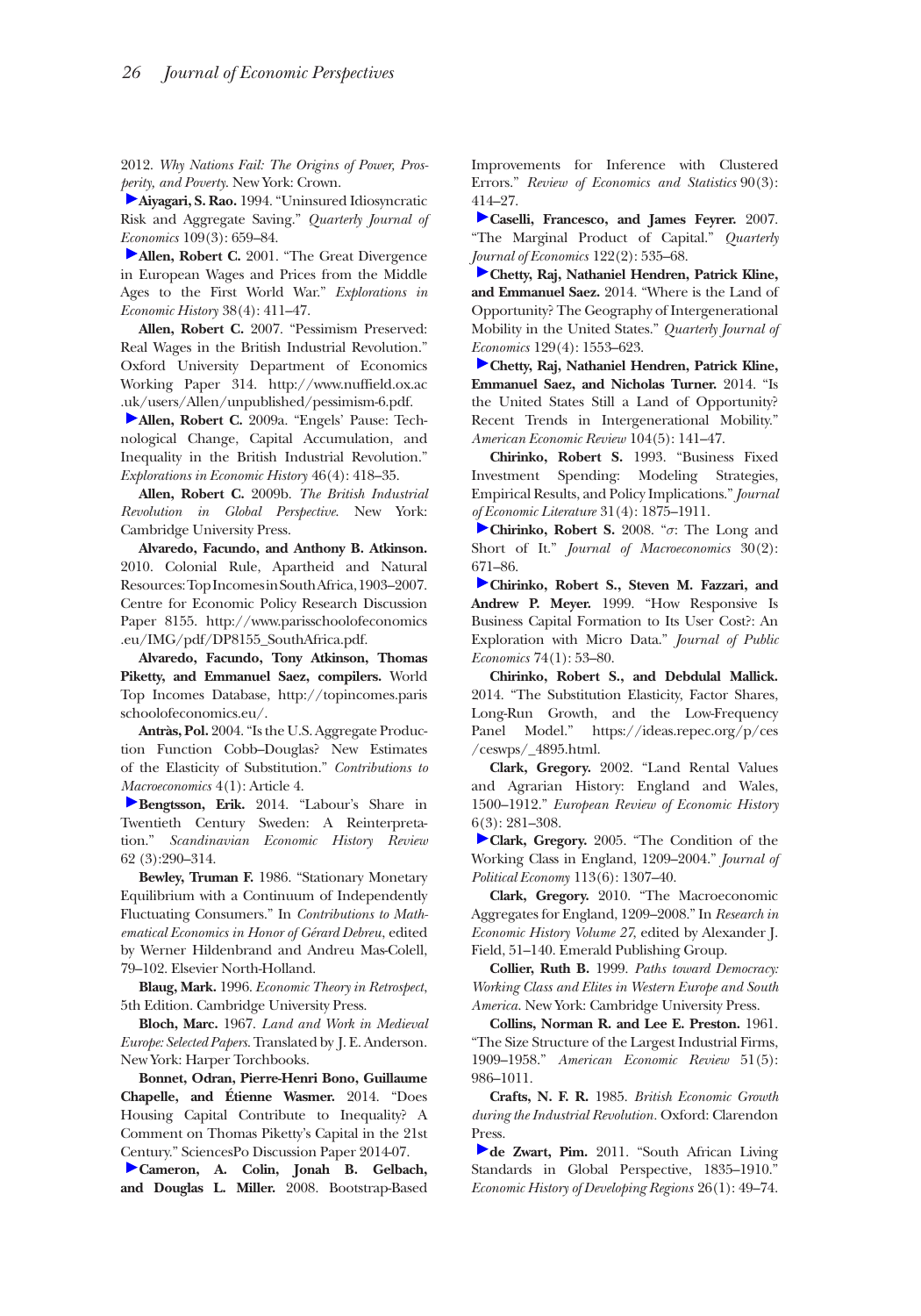2012. *Why Nations Fail: The Origins of Power, Prosperity, and Poverty.* New York: Crown.

**Aiyagari, S. Rao.** 1994. "Uninsured Idiosyncratic Risk and Aggregate Saving." *Quarterly Journal of Economics* 109(3): 659–84.

**Allen, Robert C.** 2001. "The Great Divergence in European Wages and Prices from the Middle Ages to the First World War." *Explorations in Economic History* 38(4): 411–47.

**Allen, Robert C.** 2007. "Pessimism Preserved: Real Wages in the British Industrial Revolution." Oxford University Department of Economics Working Paper 314. http://www.nuffield.ox.ac.uk/users/Allen/unpublished/pessimism-6.pdf.

**Allen, Robert C.** 2009a. "Engels' Pause: Technological Change, Capital Accumulation, and Inequality in the British Industrial Revolution." *Explorations in Economic History* 46(4): 418–35.

**Allen, Robert C.** 2009b. *The British Industrial Revolution in Global Perspective.* New York: Cambridge University Press.

**Alvaredo, Facundo, and Anthony B. Atkinson.** 2010. Colonial Rule, Apartheid and Natural Resources: Top Incomes in South Africa, 1903–2007. Centre for Economic Policy Research Discussion Paper 8155. http://www.parisschoolofeconomics.eu/IMG/pdf/DP8155_SouthAfrica.pdf.

**Alvaredo, Facundo, Tony Atkinson, Thomas Piketty, and Emmanuel Saez, compilers.** World Top Incomes Database, http://topincomes.parisschoolofeconomics.eu/.

**Antràs, Pol.** 2004. "Is the U.S. Aggregate Production Function Cobb–Douglas? New Estimates of the Elasticity of Substitution." *Contributions to Macroeconomics* 4(1): Article 4.

**Bengtsson, Erik.** 2014. "Labour's Share in Twentieth Century Sweden: A Reinterpretation." *Scandinavian Economic History Review* 62 (3):290–314.

**Bewley, Truman F.** 1986. "Stationary Monetary Equilibrium with a Continuum of Independently Fluctuating Consumers." In *Contributions to Mathematical Economics in Honor of Gérard Debreu*, edited by Werner Hildenbrand and Andreu Mas-Colell, 79–102. Elsevier North-Holland.

**Blaug, Mark.** 1996. *Economic Theory in Retrospect*, 5th Edition. Cambridge University Press.

**Bloch, Marc.** 1967. *Land and Work in Medieval Europe: Selected Papers.* Translated by J. E. Anderson. New York: Harper Torchbooks.

**Bonnet, Odran, Pierre-Henri Bono, Guillaume Chapelle, and Étienne Wasmer.** 2014. "Does Housing Capital Contribute to Inequality? A Comment on Thomas Piketty's Capital in the 21st Century." SciencesPo Discussion Paper 2014-07.

**Cameron, A. Colin, Jonah B. Gelbach, and Douglas L. Miller.** 2008. Bootstrap-Based Improvements for Inference with Clustered Errors." *Review of Economics and Statistics* 90(3): 414–27.

**Caselli, Francesco, and James Feyrer.** 2007. "The Marginal Product of Capital." *Quarterly Journal of Economics* 122(2): 535–68.

**Chetty, Raj, Nathaniel Hendren, Patrick Kline, and Emmanuel Saez.** 2014. "Where is the Land of Opportunity? The Geography of Intergenerational Mobility in the United States." *Quarterly Journal of Economics* 129(4): 1553–623.

**Chetty, Raj, Nathaniel Hendren, Patrick Kline, Emmanuel Saez, and Nicholas Turner.** 2014. "Is the United States Still a Land of Opportunity? Recent Trends in Intergenerational Mobility." *American Economic Review* 104(5): 141–47.

**Chirinko, Robert S.** 1993. "Business Fixed Investment Spending: Modeling Strategies, Empirical Results, and Policy Implications." *Journal of Economic Literature* 31(4): 1875–1911.

**Chirinko, Robert S.** 2008. "$\sigma$: The Long and Short of It." *Journal of Macroeconomics* 30(2): 671–86.

**Chirinko, Robert S., Steven M. Fazzari, and Andrew P. Meyer.** 1999. "How Responsive Is Business Capital Formation to Its User Cost?: An Exploration with Micro Data." *Journal of Public Economics* 74(1): 53–80.

**Chirinko, Robert S., and Debdulal Mallick.** 2014. "The Substitution Elasticity, Factor Shares, Long-Run Growth, and the Low-Frequency Panel Model." https://ideas.repec.org/p/ces/ceswps/_4895.html.

**Clark, Gregory.** 2002. "Land Rental Values and Agrarian History: England and Wales, 1500–1912." *European Review of Economic History* 6(3): 281–308.

**Clark, Gregory.** 2005. "The Condition of the Working Class in England, 1209–2004." *Journal of Political Economy* 113(6): 1307–40.

**Clark, Gregory.** 2010. "The Macroeconomic Aggregates for England, 1209–2008." In *Research in Economic History Volume 27*, edited by Alexander J. Field, 51–140. Emerald Publishing Group.

**Collier, Ruth B.** 1999. *Paths toward Democracy: Working Class and Elites in Western Europe and South America.* New York: Cambridge University Press.

**Collins, Norman R. and Lee E. Preston.** 1961. "The Size Structure of the Largest Industrial Firms, 1909–1958." *American Economic Review* 51(5): 986–1011.

**Crafts, N. F. R.** 1985. *British Economic Growth during the Industrial Revolution.* Oxford: Clarendon Press.

**de Zwart, Pim.** 2011. "South African Living Standards in Global Perspective, 1835–1910." *Economic History of Developing Regions* 26(1): 49–74.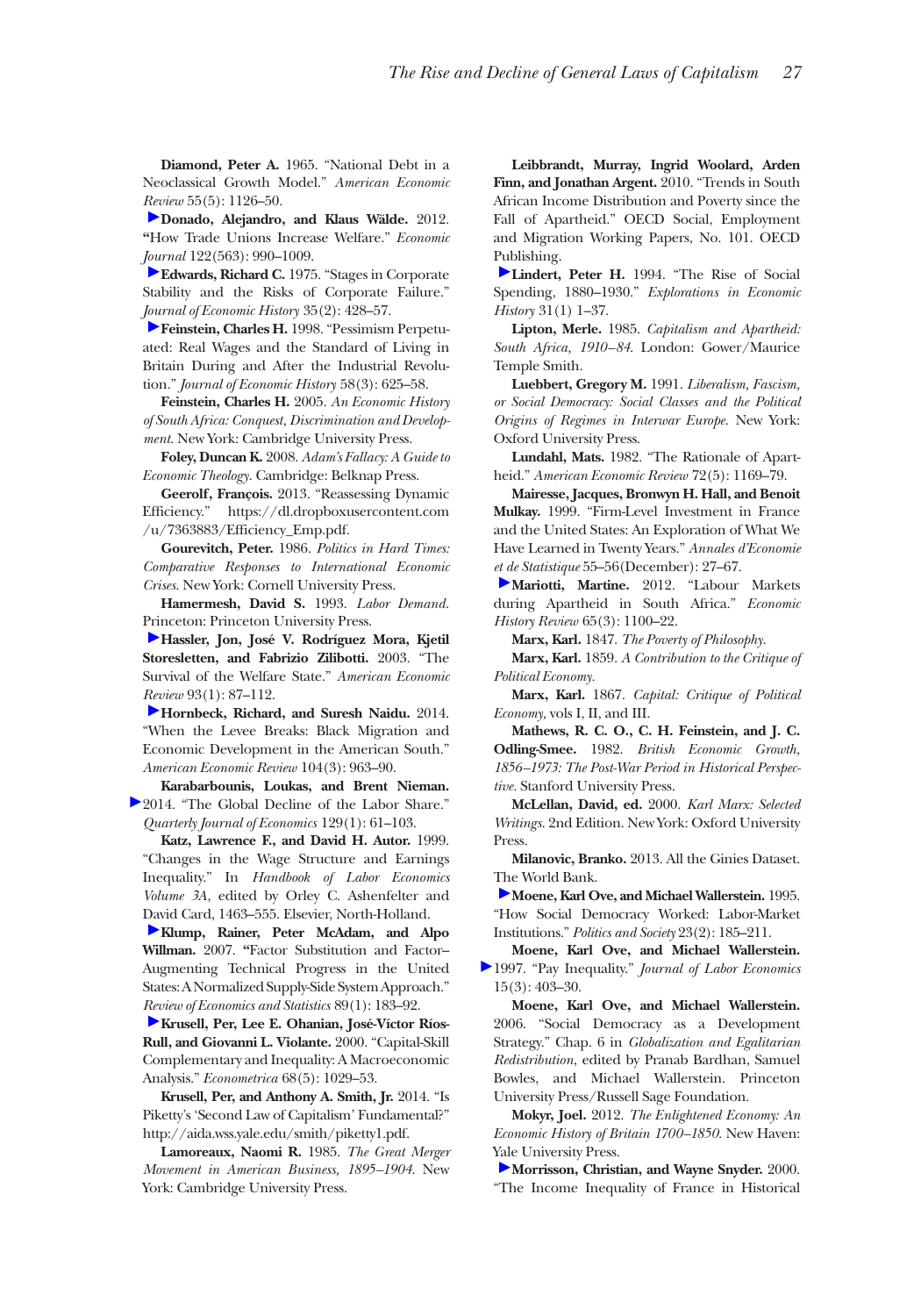**Diamond, Peter A.** 1965. "National Debt in a Neoclassical Growth Model." *American Economic Review* 55(5): 1126–50.

**Donado, Alejandro, and Klaus Wälde.** 2012. "How Trade Unions Increase Welfare." *Economic Journal* 122(563): 990–1009.

**Edwards, Richard C.** 1975. "Stages in Corporate Stability and the Risks of Corporate Failure." *Journal of Economic History* 35(2): 428–57.

**Feinstein, Charles H.** 1998. "Pessimism Perpetuated: Real Wages and the Standard of Living in Britain During and After the Industrial Revolution." *Journal of Economic History* 58(3): 625–58.

**Feinstein, Charles H.** 2005. *An Economic History of South Africa: Conquest, Discrimination and Development.* New York: Cambridge University Press.

**Foley, Duncan K.** 2008. *Adam's Fallacy: A Guide to Economic Theology.* Cambridge: Belknap Press.

**Geerolf, François.** 2013. "Reassessing Dynamic Efficiency." https://dl.dropboxusercontent.com/u/7363883/Efficiency_Emp.pdf.

**Gourevitch, Peter.** 1986. *Politics in Hard Times: Comparative Responses to International Economic Crises.* New York: Cornell University Press.

**Hamermesh, David S.** 1993. *Labor Demand.* Princeton: Princeton University Press.

**Hassler, Jon, José V. Rodríguez Mora, Kjetil Storesletten, and Fabrizio Zilibotti.** 2003. "The Survival of the Welfare State." *American Economic Review* 93(1): 87–112.

**Hornbeck, Richard, and Suresh Naidu.** 2014. "When the Levee Breaks: Black Migration and Economic Development in the American South." *American Economic Review* 104(3): 963–90.

**Karabarbounis, Loukas, and Brent Nieman.** 2014. "The Global Decline of the Labor Share." *Quarterly Journal of Economics* 129(1): 61–103.

**Katz, Lawrence F., and David H. Autor.** 1999. "Changes in the Wage Structure and Earnings Inequality." In *Handbook of Labor Economics Volume 3A,* edited by Orley C. Ashenfelter and David Card, 1463–555. Elsevier, North-Holland.

**Klump, Rainer, Peter McAdam, and Alpo Willman.** 2007. "Factor Substitution and Factor–Augmenting Technical Progress in the United States: A Normalized Supply-Side System Approach." *Review of Economics and Statistics* 89(1): 183–92.

**Krusell, Per, Lee E. Ohanian, José-Víctor Ríos-Rull, and Giovanni L. Violante.** 2000. "Capital-Skill Complementary and Inequality: A Macroeconomic Analysis." *Econometrica* 68(5): 1029–53.

**Krusell, Per, and Anthony A. Smith, Jr.** 2014. "Is Piketty's 'Second Law of Capitalism' Fundamental?" http://aida.wss.yale.edu/smith/piketty1.pdf.

**Lamoreaux, Naomi R.** 1985. *The Great Merger Movement in American Business, 1895–1904.* New York: Cambridge University Press.

**Leibbrandt, Murray, Ingrid Woolard, Arden Finn, and Jonathan Argent.** 2010. "Trends in South African Income Distribution and Poverty since the Fall of Apartheid." OECD Social, Employment and Migration Working Papers, No. 101. OECD Publishing.

**Lindert, Peter H.** 1994. "The Rise of Social Spending, 1880–1930." *Explorations in Economic History* 31(1) 1–37.

**Lipton, Merle.** 1985. *Capitalism and Apartheid: South Africa, 1910–84.* London: Gower/Maurice Temple Smith.

**Luebbert, Gregory M.** 1991. *Liberalism, Fascism, or Social Democracy: Social Classes and the Political Origins of Regimes in Interwar Europe.* New York: Oxford University Press.

**Lundahl, Mats.** 1982. "The Rationale of Apartheid." *American Economic Review* 72(5): 1169–79.

**Mairesse, Jacques, Bronwyn H. Hall, and Benoit Mulkay.** 1999. "Firm-Level Investment in France and the United States: An Exploration of What We Have Learned in Twenty Years." *Annales d'Economie et de Statistique* 55–56(December): 27–67.

**Mariotti, Martine.** 2012. "Labour Markets during Apartheid in South Africa." *Economic History Review* 65(3): 1100–22.

**Marx, Karl.** 1847. *The Poverty of Philosophy.*

**Marx, Karl.** 1859. *A Contribution to the Critique of Political Economy.*

**Marx, Karl.** 1867. *Capital: Critique of Political Economy,* vols I, II, and III.

**Mathews, R. C. O., C. H. Feinstein, and J. C. Odling-Smee.** 1982. *British Economic Growth, 1856–1973: The Post-War Period in Historical Perspective.* Stanford University Press.

**McLellan, David, ed.** 2000. *Karl Marx: Selected Writings.* 2nd Edition. New York: Oxford University Press.

**Milanovic, Branko.** 2013. All the Ginies Dataset. The World Bank.

**Moene, Karl Ove, and Michael Wallerstein.** 1995. "How Social Democracy Worked: Labor-Market Institutions." *Politics and Society* 23(2): 185–211.

**Moene, Karl Ove, and Michael Wallerstein.** 1997. "Pay Inequality." *Journal of Labor Economics* 15(3): 403–30.

**Moene, Karl Ove, and Michael Wallerstein.** 2006. "Social Democracy as a Development Strategy." Chap. 6 in *Globalization and Egalitarian Redistribution,* edited by Pranab Bardhan, Samuel Bowles, and Michael Wallerstein. Princeton University Press/Russell Sage Foundation.

**Mokyr, Joel.** 2012. *The Enlightened Economy: An Economic History of Britain 1700–1850.* New Haven: Yale University Press.

**Morrisson, Christian, and Wayne Snyder.** 2000. "The Income Inequality of France in Historical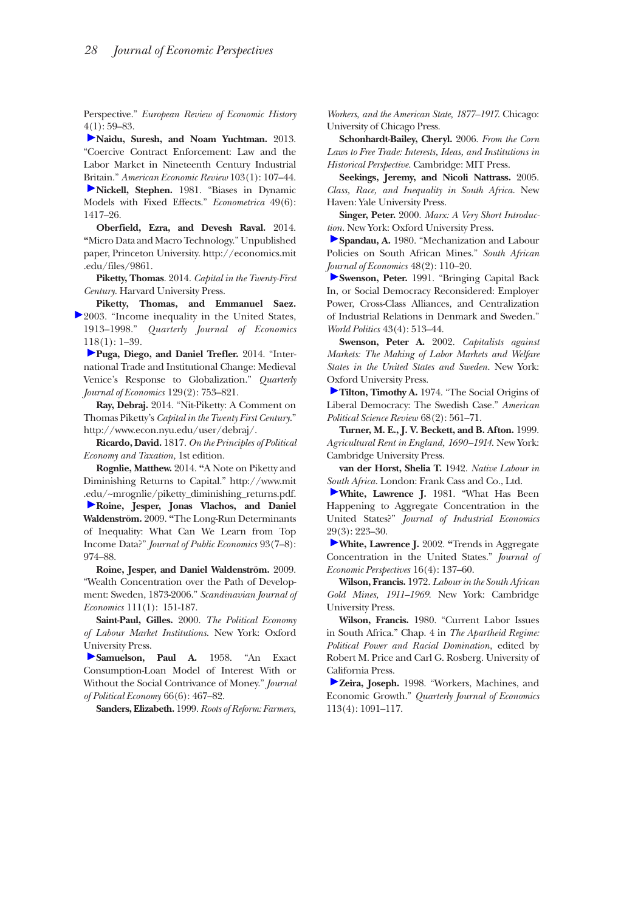Perspective." *European Review of Economic History* 4(1): 59–83.

**Naidu, Suresh, and Noam Yuchtman.** 2013. "Coercive Contract Enforcement: Law and the Labor Market in Nineteenth Century Industrial Britain." *American Economic Review* 103(1): 107–44.

**Nickell, Stephen.** 1981. "Biases in Dynamic Models with Fixed Effects." *Econometrica* 49(6): 1417–26.

**Oberfield, Ezra, and Devesh Raval.** 2014. "Micro Data and Macro Technology." Unpublished paper, Princeton University. http://economics.mit.edu/files/9861.

**Piketty, Thomas**. 2014. *Capital in the Twenty-First Century.* Harvard University Press.

**Piketty, Thomas, and Emmanuel Saez.** 2003. "Income inequality in the United States, 1913–1998." *Quarterly Journal of Economics* 118(1): 1–39.

**Puga, Diego, and Daniel Trefler.** 2014. "International Trade and Institutional Change: Medieval Venice's Response to Globalization." *Quarterly Journal of Economics* 129(2): 753–821.

**Ray, Debraj.** 2014. "Nit-Piketty: A Comment on Thomas Piketty's *Capital in the Twenty First Century.*" http://www.econ.nyu.edu/user/debraj/.

**Ricardo, David.** 1817. *On the Principles of Political Economy and Taxation,* 1st edition.

**Rognlie, Matthew.** 2014. "A Note on Piketty and Diminishing Returns to Capital." http://www.mit.edu/~mrognlie/piketty_diminishing_returns.pdf.

**Roine, Jesper, Jonas Vlachos, and Daniel Waldenström.** 2009. "The Long-Run Determinants of Inequality: What Can We Learn from Top Income Data?" *Journal of Public Economics* 93(7–8): 974–88.

**Roine, Jesper, and Daniel Waldenström.** 2009. "Wealth Concentration over the Path of Development: Sweden, 1873-2006." *Scandinavian Journal of Economics* 111(1): 151-187.

**Saint-Paul, Gilles.** 2000. *The Political Economy of Labour Market Institutions.* New York: Oxford University Press.

**Samuelson, Paul A.** 1958. "An Exact Consumption-Loan Model of Interest With or Without the Social Contrivance of Money." *Journal of Political Economy* 66(6): 467–82.

**Sanders, Elizabeth.** 1999. *Roots of Reform: Farmers, Workers, and the American State, 1877–1917.* Chicago: University of Chicago Press.

**Schonhardt-Bailey, Cheryl.** 2006. *From the Corn Laws to Free Trade: Interests, Ideas, and Institutions in Historical Perspective.* Cambridge: MIT Press.

**Seekings, Jeremy, and Nicoli Nattrass.** 2005. *Class, Race, and Inequality in South Africa.* New Haven: Yale University Press.

**Singer, Peter.** 2000. *Marx: A Very Short Introduction.* New York: Oxford University Press.

**Spandau, A.** 1980. "Mechanization and Labour Policies on South African Mines." *South African Journal of Economics* 48(2): 110–20.

**Swenson, Peter.** 1991. "Bringing Capital Back In, or Social Democracy Reconsidered: Employer Power, Cross-Class Alliances, and Centralization of Industrial Relations in Denmark and Sweden." *World Politics* 43(4): 513–44.

**Swenson, Peter A.** 2002. *Capitalists against Markets: The Making of Labor Markets and Welfare States in the United States and Sweden*. New York: Oxford University Press.

**Tilton, Timothy A.** 1974. "The Social Origins of Liberal Democracy: The Swedish Case." *American Political Science Review* 68(2): 561–71.

**Turner, M. E., J. V. Beckett, and B. Afton.** 1999. *Agricultural Rent in England, 1690–1914.* New York: Cambridge University Press.

**van der Horst, Shelia T.** 1942. *Native Labour in South Africa.* London: Frank Cass and Co., Ltd.

**White, Lawrence J.** 1981. "What Has Been Happening to Aggregate Concentration in the United States?" *Journal of Industrial Economics* 29(3): 223–30.

**White, Lawrence J.** 2002. "Trends in Aggregate Concentration in the United States." *Journal of Economic Perspectives* 16(4): 137–60.

**Wilson, Francis.** 1972. *Labour in the South African Gold Mines, 1911–1969.* New York: Cambridge University Press.

**Wilson, Francis.** 1980. "Current Labor Issues in South Africa." Chap. 4 in *The Apartheid Regime: Political Power and Racial Domination*, edited by Robert M. Price and Carl G. Rosberg. University of California Press.

**Zeira, Joseph.** 1998. "Workers, Machines, and Economic Growth." *Quarterly Journal of Economics* 113(4): 1091–117.